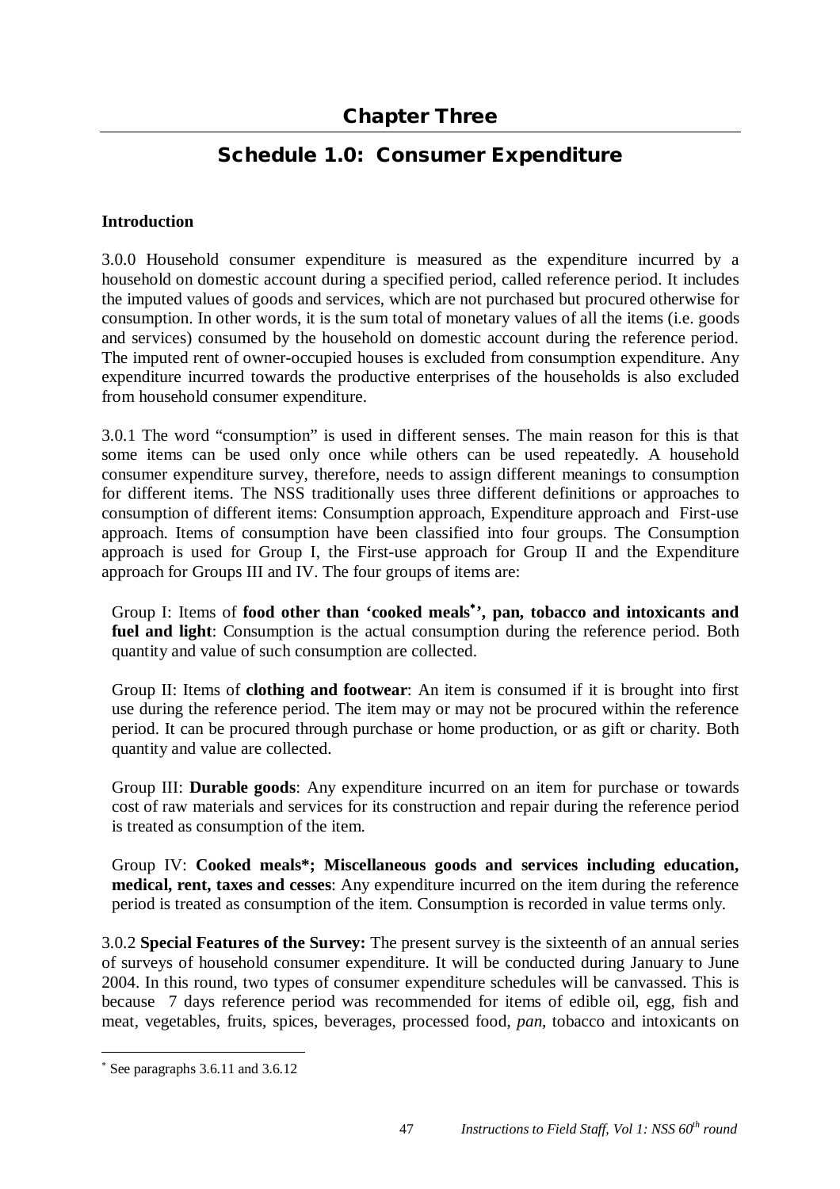# Chapter Three

## Schedule 1.0: Consumer Expenditure

**Introduction**

3.0.0 Household consumer expenditure is measured as the expenditure incurred by a household on domestic account during a specified period, called reference period. It includes the imputed values of goods and services, which are not purchased but procured otherwise for consumption. In other words, it is the sum total of monetary values of all the items (i.e. goods and services) consumed by the household on domestic account during the reference period. The imputed rent of owner-occupied houses is excluded from consumption expenditure. Any expenditure incurred towards the productive enterprises of the households is also excluded from household consumer expenditure.

3.0.1 The word "consumption" is used in different senses. The main reason for this is that some items can be used only once while others can be used repeatedly. A household consumer expenditure survey, therefore, needs to assign different meanings to consumption for different items. The NSS traditionally uses three different definitions or approaches to consumption of different items: Consumption approach, Expenditure approach and First-use approach. Items of consumption have been classified into four groups. The Consumption approach is used for Group I, the First-use approach for Group II and the Expenditure approach for Groups III and IV. The four groups of items are:

Group I: Items of **food other than 'cooked meals*', pan, tobacco and intoxicants and fuel and light**: Consumption is the actual consumption during the reference period. Both quantity and value of such consumption are collected.

Group II: Items of **clothing and footwear**: An item is consumed if it is brought into first use during the reference period. The item may or may not be procured within the reference period. It can be procured through purchase or home production, or as gift or charity. Both quantity and value are collected.

Group III: **Durable goods**: Any expenditure incurred on an item for purchase or towards cost of raw materials and services for its construction and repair during the reference period is treated as consumption of the item.

Group IV: **Cooked meals*; Miscellaneous goods and services including education, medical, rent, taxes and cesses**: Any expenditure incurred on the item during the reference period is treated as consumption of the item. Consumption is recorded in value terms only.

3.0.2 **Special Features of the Survey:** The present survey is the sixteenth of an annual series of surveys of household consumer expenditure. It will be conducted during January to June 2004. In this round, two types of consumer expenditure schedules will be canvassed. This is because 7 days reference period was recommended for items of edible oil, egg, fish and meat, vegetables, fruits, spices, beverages, processed food, *pan*, tobacco and intoxicants on

---

* See paragraphs 3.6.11 and 3.6.12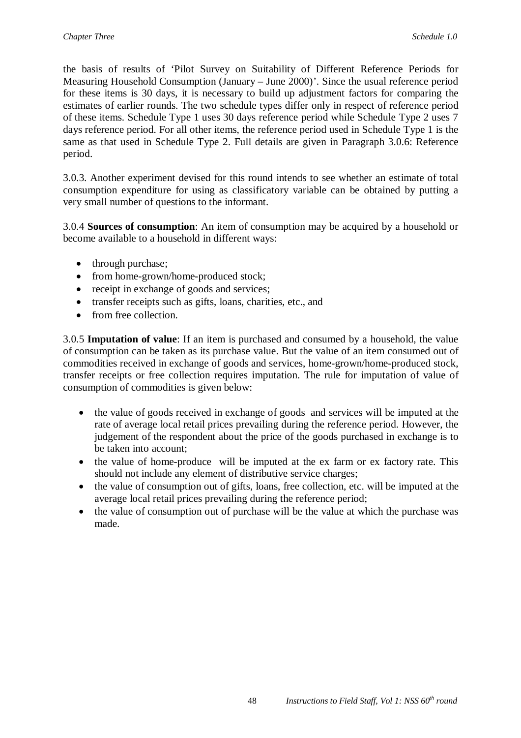the basis of results of 'Pilot Survey on Suitability of Different Reference Periods for Measuring Household Consumption (January – June 2000)'. Since the usual reference period for these items is 30 days, it is necessary to build up adjustment factors for comparing the estimates of earlier rounds. The two schedule types differ only in respect of reference period of these items. Schedule Type 1 uses 30 days reference period while Schedule Type 2 uses 7 days reference period. For all other items, the reference period used in Schedule Type 1 is the same as that used in Schedule Type 2. Full details are given in Paragraph 3.0.6: Reference period.

3.0.3. Another experiment devised for this round intends to see whether an estimate of total consumption expenditure for using as classificatory variable can be obtained by putting a very small number of questions to the informant.

3.0.4 **Sources of consumption**: An item of consumption may be acquired by a household or become available to a household in different ways:

- through purchase;
- from home-grown/home-produced stock;
- receipt in exchange of goods and services;
- transfer receipts such as gifts, loans, charities, etc., and
- from free collection.

3.0.5 **Imputation of value**: If an item is purchased and consumed by a household, the value of consumption can be taken as its purchase value. But the value of an item consumed out of commodities received in exchange of goods and services, home-grown/home-produced stock, transfer receipts or free collection requires imputation. The rule for imputation of value of consumption of commodities is given below:

- the value of goods received in exchange of goods and services will be imputed at the rate of average local retail prices prevailing during the reference period. However, the judgement of the respondent about the price of the goods purchased in exchange is to be taken into account;
- the value of home-produce will be imputed at the ex farm or ex factory rate. This should not include any element of distributive service charges;
- the value of consumption out of gifts, loans, free collection, etc. will be imputed at the average local retail prices prevailing during the reference period;
- the value of consumption out of purchase will be the value at which the purchase was made.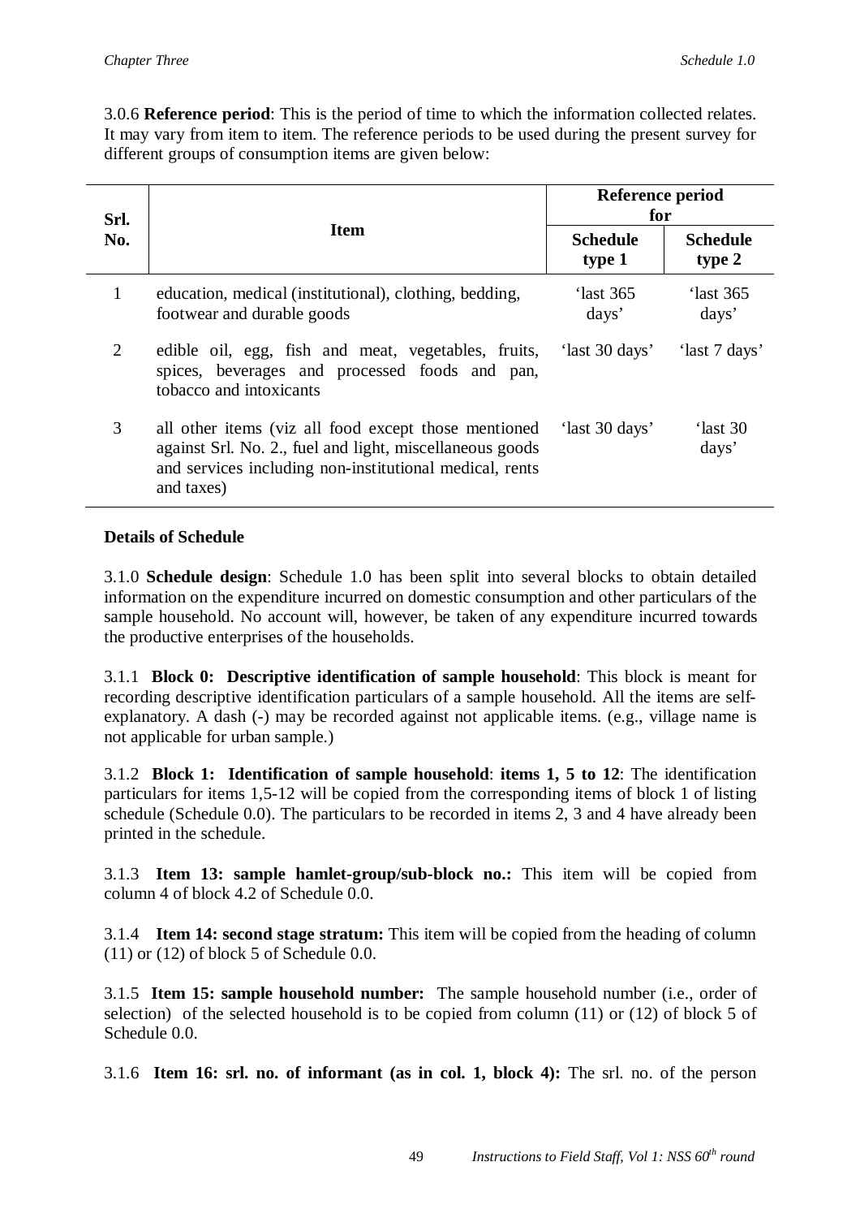3.0.6 **Reference period**: This is the period of time to which the information collected relates. It may vary from item to item. The reference periods to be used during the present survey for different groups of consumption items are given below:

| Srl. No. | Item | Reference period for | |
|---|---|---|---|
| | | **Schedule type 1** | **Schedule type 2** |
| 1 | education, medical (institutional), clothing, bedding, footwear and durable goods | 'last 365 days' | 'last 365 days' |
| 2 | edible oil, egg, fish and meat, vegetables, fruits, spices, beverages and processed foods and pan, tobacco and intoxicants | 'last 30 days' | 'last 7 days' |
| 3 | all other items (viz all food except those mentioned against Srl. No. 2., fuel and light, miscellaneous goods and services including non-institutional medical, rents and taxes) | 'last 30 days' | 'last 30 days' |

**Details of Schedule**

3.1.0 **Schedule design**: Schedule 1.0 has been split into several blocks to obtain detailed information on the expenditure incurred on domestic consumption and other particulars of the sample household. No account will, however, be taken of any expenditure incurred towards the productive enterprises of the households.

3.1.1 **Block 0: Descriptive identification of sample household**: This block is meant for recording descriptive identification particulars of a sample household. All the items are self-explanatory. A dash (-) may be recorded against not applicable items. (e.g., village name is not applicable for urban sample.)

3.1.2 **Block 1: Identification of sample household**: **items 1, 5 to 12**: The identification particulars for items 1,5-12 will be copied from the corresponding items of block 1 of listing schedule (Schedule 0.0). The particulars to be recorded in items 2, 3 and 4 have already been printed in the schedule.

3.1.3 **Item 13: sample hamlet-group/sub-block no.:** This item will be copied from column 4 of block 4.2 of Schedule 0.0.

3.1.4 **Item 14: second stage stratum:** This item will be copied from the heading of column (11) or (12) of block 5 of Schedule 0.0.

3.1.5 **Item 15: sample household number:** The sample household number (i.e., order of selection) of the selected household is to be copied from column (11) or (12) of block 5 of Schedule 0.0.

3.1.6 **Item 16: srl. no. of informant (as in col. 1, block 4):** The srl. no. of the person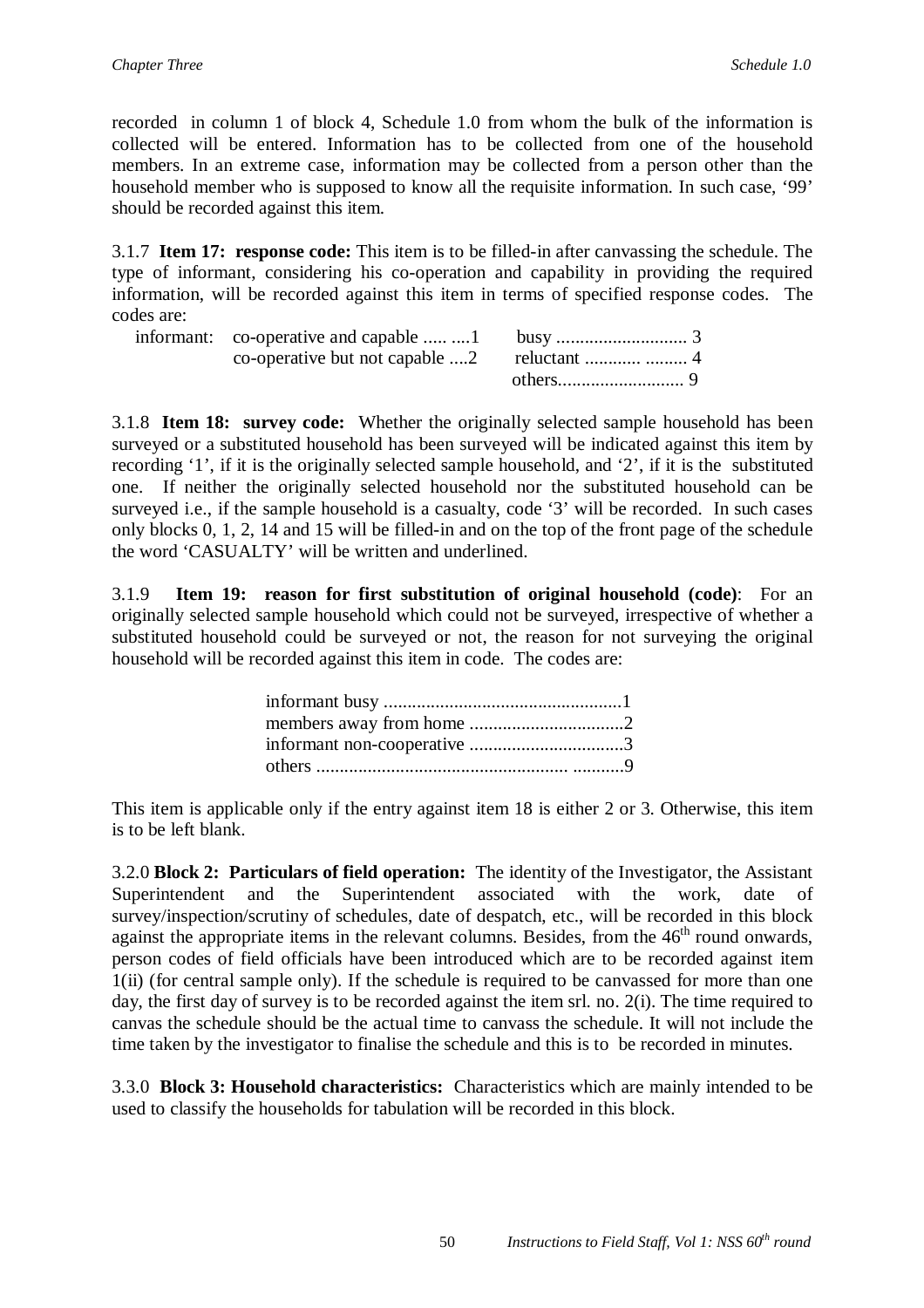recorded in column 1 of block 4, Schedule 1.0 from whom the bulk of the information is collected will be entered. Information has to be collected from one of the household members. In an extreme case, information may be collected from a person other than the household member who is supposed to know all the requisite information. In such case, '99' should be recorded against this item.

3.1.7 **Item 17: response code:** This item is to be filled-in after canvassing the schedule. The type of informant, considering his co-operation and capability in providing the required information, will be recorded against this item in terms of specified response codes. The codes are:

informant: co-operative and capable ..... ....1 busy ............................ 3
co-operative but not capable ....2 reluctant ............ ......... 4
others........................... 9

3.1.8 **Item 18: survey code:** Whether the originally selected sample household has been surveyed or a substituted household has been surveyed will be indicated against this item by recording '1', if it is the originally selected sample household, and '2', if it is the substituted one. If neither the originally selected household nor the substituted household can be surveyed i.e., if the sample household is a casualty, code '3' will be recorded. In such cases only blocks 0, 1, 2, 14 and 15 will be filled-in and on the top of the front page of the schedule the word 'CASUALTY' will be written and underlined.

3.1.9 **Item 19: reason for first substitution of original household (code)**: For an originally selected sample household which could not be surveyed, irrespective of whether a substituted household could be surveyed or not, the reason for not surveying the original household will be recorded against this item in code. The codes are:

informant busy ...................................................1
members away from home .................................2
informant non-cooperative .................................3
others .................................................... ...........9

This item is applicable only if the entry against item 18 is either 2 or 3. Otherwise, this item is to be left blank.

3.2.0 **Block 2: Particulars of field operation:** The identity of the Investigator, the Assistant Superintendent and the Superintendent associated with the work, date of survey/inspection/scrutiny of schedules, date of despatch, etc., will be recorded in this block against the appropriate items in the relevant columns. Besides, from the 46th round onwards, person codes of field officials have been introduced which are to be recorded against item 1(ii) (for central sample only). If the schedule is required to be canvassed for more than one day, the first day of survey is to be recorded against the item srl. no. 2(i). The time required to canvas the schedule should be the actual time to canvass the schedule. It will not include the time taken by the investigator to finalise the schedule and this is to be recorded in minutes.

3.3.0 **Block 3: Household characteristics:** Characteristics which are mainly intended to be used to classify the households for tabulation will be recorded in this block.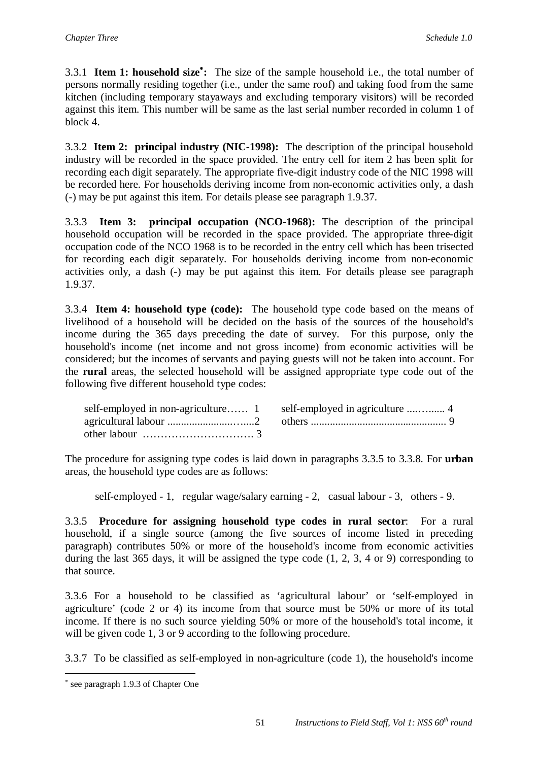3.3.1 **Item 1: household size**[*]**:** The size of the sample household i.e., the total number of persons normally residing together (i.e., under the same roof) and taking food from the same kitchen (including temporary stayaways and excluding temporary visitors) will be recorded against this item. This number will be same as the last serial number recorded in column 1 of block 4.

3.3.2 **Item 2: principal industry (NIC-1998):** The description of the principal household industry will be recorded in the space provided. The entry cell for item 2 has been split for recording each digit separately. The appropriate five-digit industry code of the NIC 1998 will be recorded here. For households deriving income from non-economic activities only, a dash (-) may be put against this item. For details please see paragraph 1.9.37.

3.3.3 **Item 3: principal occupation (NCO-1968):** The description of the principal household occupation will be recorded in the space provided. The appropriate three-digit occupation code of the NCO 1968 is to be recorded in the entry cell which has been trisected for recording each digit separately. For households deriving income from non-economic activities only, a dash (-) may be put against this item. For details please see paragraph 1.9.37.

3.3.4 **Item 4: household type (code):** The household type code based on the means of livelihood of a household will be decided on the basis of the sources of the household's income during the 365 days preceding the date of survey. For this purpose, only the household's income (net income and not gross income) from economic activities will be considered; but the incomes of servants and paying guests will not be taken into account. For the **rural** areas, the selected household will be assigned appropriate type code out of the following five different household type codes:

| | |
|---|---|
| self-employed in non-agriculture…… 1 | self-employed in agriculture ....…...... 4 |
| agricultural labour ...........................2 | others .................................................. 9 |
| other labour …………………………. 3 | |

The procedure for assigning type codes is laid down in paragraphs 3.3.5 to 3.3.8. For **urban** areas, the household type codes are as follows:

self-employed - 1, regular wage/salary earning - 2, casual labour - 3, others - 9.

3.3.5 **Procedure for assigning household type codes in rural sector**: For a rural household, if a single source (among the five sources of income listed in preceding paragraph) contributes 50% or more of the household's income from economic activities during the last 365 days, it will be assigned the type code (1, 2, 3, 4 or 9) corresponding to that source.

3.3.6 For a household to be classified as 'agricultural labour' or 'self-employed in agriculture' (code 2 or 4) its income from that source must be 50% or more of its total income. If there is no such source yielding 50% or more of the household's total income, it will be given code 1, 3 or 9 according to the following procedure.

3.3.7 To be classified as self-employed in non-agriculture (code 1), the household's income

---

[*] see paragraph 1.9.3 of Chapter One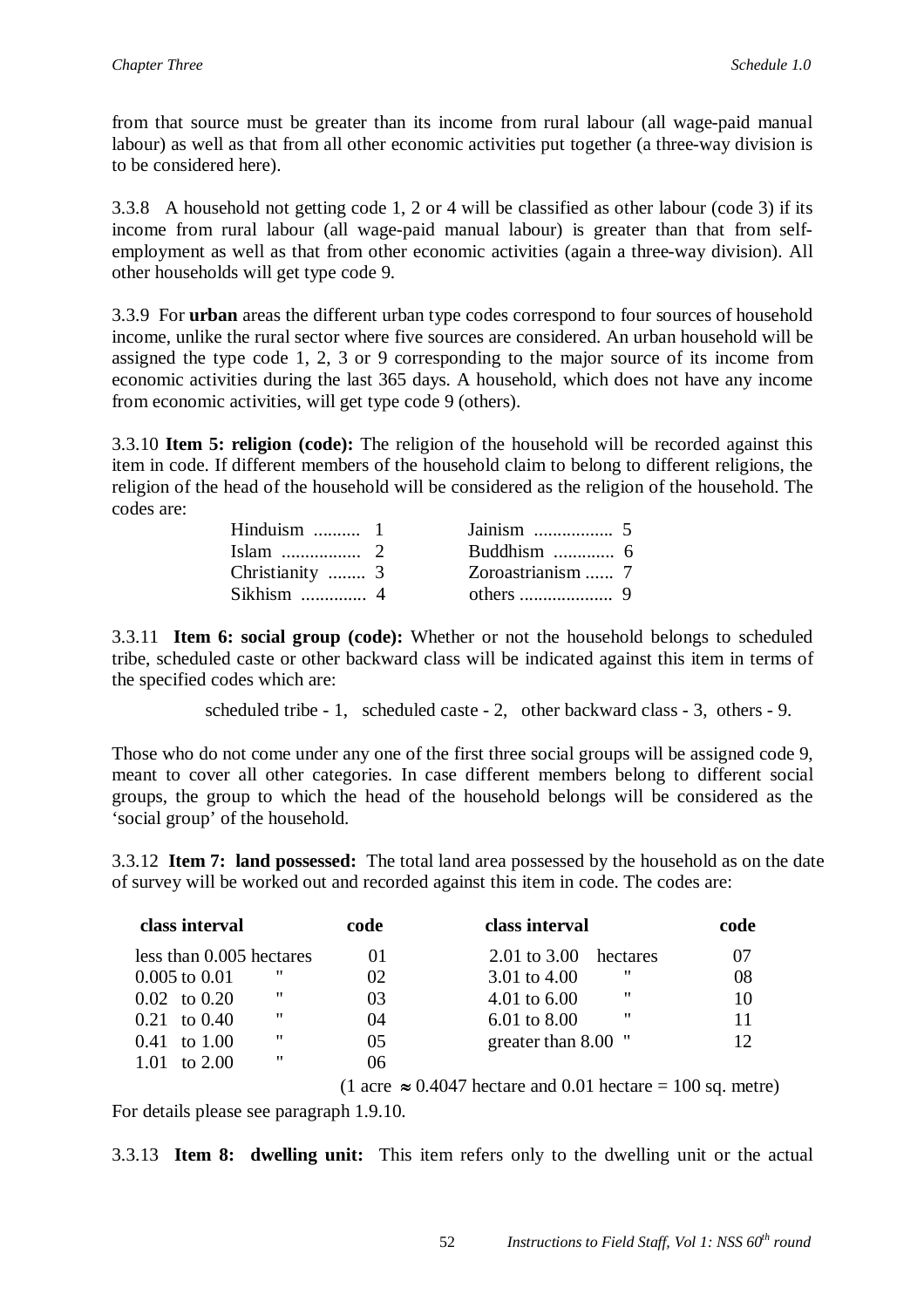from that source must be greater than its income from rural labour (all wage-paid manual labour) as well as that from all other economic activities put together (a three-way division is to be considered here).

3.3.8 A household not getting code 1, 2 or 4 will be classified as other labour (code 3) if its income from rural labour (all wage-paid manual labour) is greater than that from self-employment as well as that from other economic activities (again a three-way division). All other households will get type code 9.

3.3.9 For **urban** areas the different urban type codes correspond to four sources of household income, unlike the rural sector where five sources are considered. An urban household will be assigned the type code 1, 2, 3 or 9 corresponding to the major source of its income from economic activities during the last 365 days. A household, which does not have any income from economic activities, will get type code 9 (others).

3.3.10 **Item 5: religion (code):** The religion of the household will be recorded against this item in code. If different members of the household claim to belong to different religions, the religion of the head of the household will be considered as the religion of the household. The codes are:

| | | | |
|---|---|---|---|
| Hinduism .......... | 1 | Jainism ................. | 5 |
| Islam ................. | 2 | Buddhism ............. | 6 |
| Christianity ........ | 3 | Zoroastrianism ...... | 7 |
| Sikhism .............. | 4 | others .................... | 9 |

3.3.11 **Item 6: social group (code):** Whether or not the household belongs to scheduled tribe, scheduled caste or other backward class will be indicated against this item in terms of the specified codes which are:

scheduled tribe - 1, scheduled caste - 2, other backward class - 3, others - 9.

Those who do not come under any one of the first three social groups will be assigned code 9, meant to cover all other categories. In case different members belong to different social groups, the group to which the head of the household belongs will be considered as the 'social group' of the household.

3.3.12 **Item 7: land possessed:** The total land area possessed by the household as on the date of survey will be worked out and recorded against this item in code. The codes are:

| class interval | code | class interval | code |
|---|---|---|---|
| less than 0.005 hectares | 01 | 2.01 to 3.00 hectares | 07 |
| 0.005 to 0.01 " | 02 | 3.01 to 4.00 " | 08 |
| 0.02 to 0.20 " | 03 | 4.01 to 6.00 " | 10 |
| 0.21 to 0.40 " | 04 | 6.01 to 8.00 " | 11 |
| 0.41 to 1.00 " | 05 | greater than 8.00 " | 12 |
| 1.01 to 2.00 " | 06 | | |

(1 acre $\approx$ 0.4047 hectare and 0.01 hectare = 100 sq. metre)

For details please see paragraph 1.9.10.

3.3.13 **Item 8: dwelling unit:** This item refers only to the dwelling unit or the actual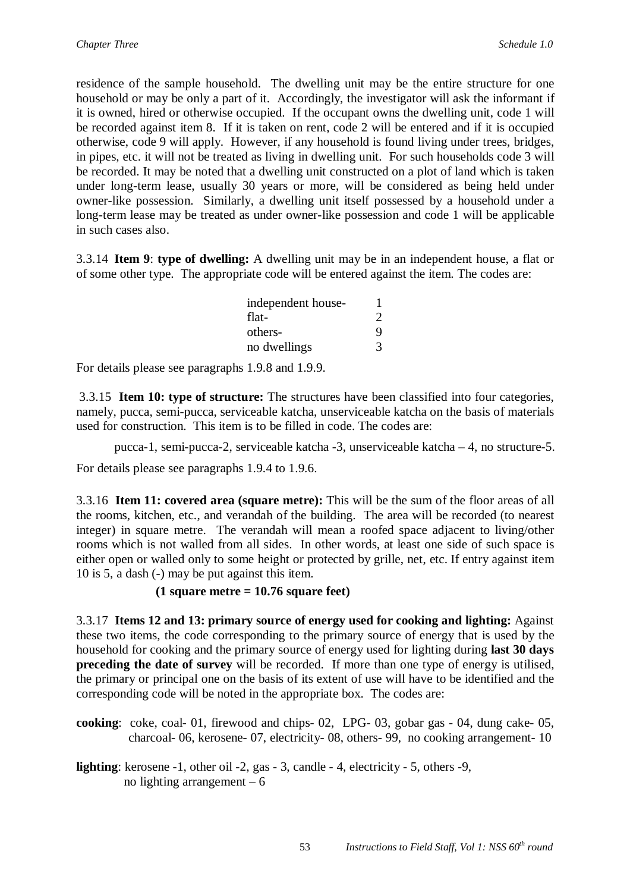residence of the sample household. The dwelling unit may be the entire structure for one household or may be only a part of it. Accordingly, the investigator will ask the informant if it is owned, hired or otherwise occupied. If the occupant owns the dwelling unit, code 1 will be recorded against item 8. If it is taken on rent, code 2 will be entered and if it is occupied otherwise, code 9 will apply. However, if any household is found living under trees, bridges, in pipes, etc. it will not be treated as living in dwelling unit. For such households code 3 will be recorded. It may be noted that a dwelling unit constructed on a plot of land which is taken under long-term lease, usually 30 years or more, will be considered as being held under owner-like possession. Similarly, a dwelling unit itself possessed by a household under a long-term lease may be treated as under owner-like possession and code 1 will be applicable in such cases also.

3.3.14 **Item 9**: **type of dwelling:** A dwelling unit may be in an independent house, a flat or of some other type. The appropriate code will be entered against the item. The codes are:

| | |
|---|---|
| independent house- | 1 |
| flat- | 2 |
| others- | 9 |
| no dwellings | 3 |

For details please see paragraphs 1.9.8 and 1.9.9.

3.3.15 **Item 10: type of structure:** The structures have been classified into four categories, namely, pucca, semi-pucca, serviceable katcha, unserviceable katcha on the basis of materials used for construction. This item is to be filled in code. The codes are:

pucca-1, semi-pucca-2, serviceable katcha -3, unserviceable katcha – 4, no structure-5.

For details please see paragraphs 1.9.4 to 1.9.6.

3.3.16 **Item 11: covered area (square metre):** This will be the sum of the floor areas of all the rooms, kitchen, etc., and verandah of the building. The area will be recorded (to nearest integer) in square metre. The verandah will mean a roofed space adjacent to living/other rooms which is not walled from all sides. In other words, at least one side of such space is either open or walled only to some height or protected by grille, net, etc. If entry against item 10 is 5, a dash (-) may be put against this item.

**(1 square metre = 10.76 square feet)**

3.3.17 **Items 12 and 13: primary source of energy used for cooking and lighting:** Against these two items, the code corresponding to the primary source of energy that is used by the household for cooking and the primary source of energy used for lighting during **last 30 days preceding the date of survey** will be recorded. If more than one type of energy is utilised, the primary or principal one on the basis of its extent of use will have to be identified and the corresponding code will be noted in the appropriate box. The codes are:

**cooking**: coke, coal- 01, firewood and chips- 02, LPG- 03, gobar gas - 04, dung cake- 05, charcoal- 06, kerosene- 07, electricity- 08, others- 99, no cooking arrangement- 10

**lighting**: kerosene -1, other oil -2, gas - 3, candle - 4, electricity - 5, others -9, no lighting arrangement – 6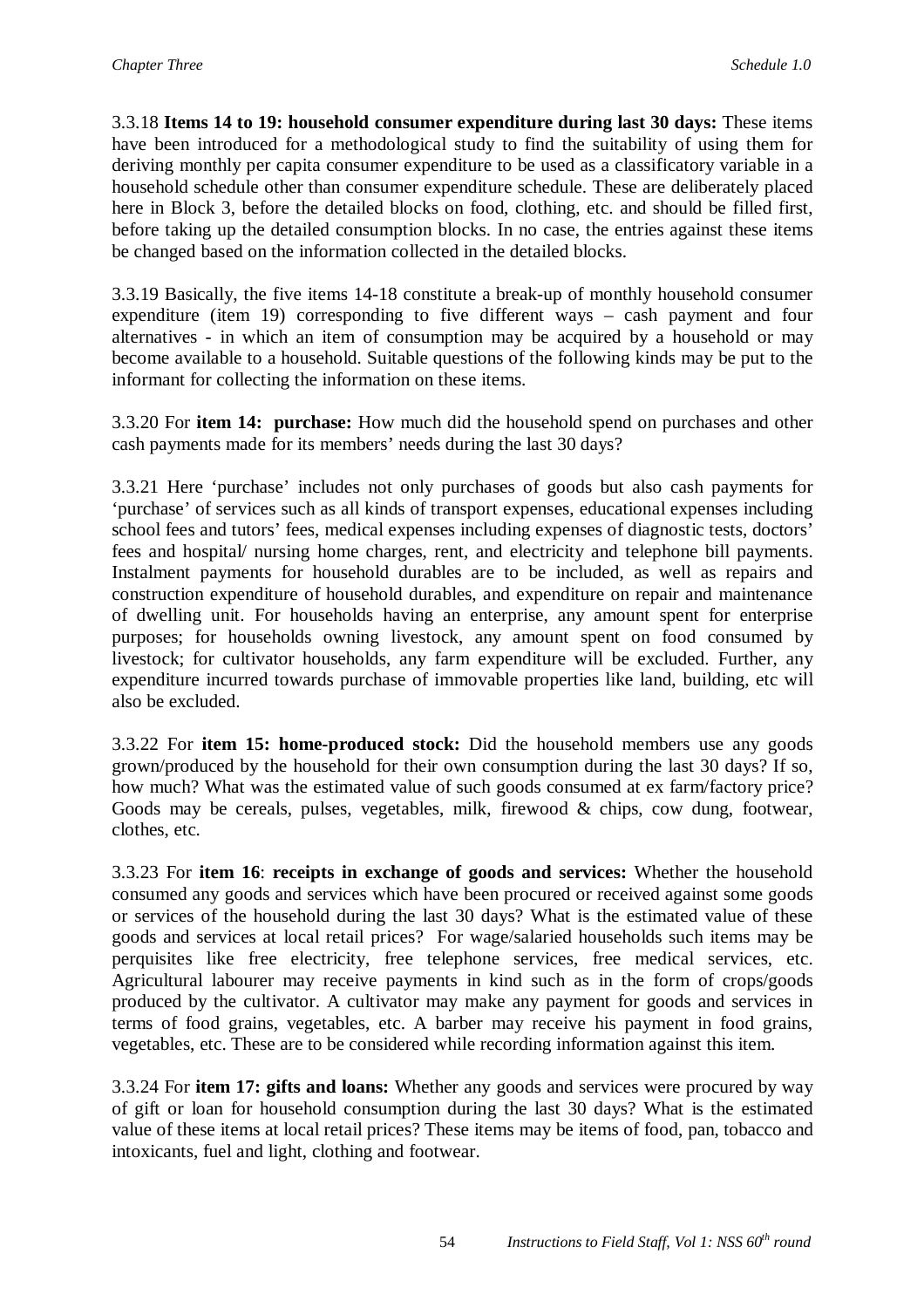3.3.18 **Items 14 to 19: household consumer expenditure during last 30 days:** These items have been introduced for a methodological study to find the suitability of using them for deriving monthly per capita consumer expenditure to be used as a classificatory variable in a household schedule other than consumer expenditure schedule. These are deliberately placed here in Block 3, before the detailed blocks on food, clothing, etc. and should be filled first, before taking up the detailed consumption blocks. In no case, the entries against these items be changed based on the information collected in the detailed blocks.

3.3.19 Basically, the five items 14-18 constitute a break-up of monthly household consumer expenditure (item 19) corresponding to five different ways – cash payment and four alternatives - in which an item of consumption may be acquired by a household or may become available to a household. Suitable questions of the following kinds may be put to the informant for collecting the information on these items.

3.3.20 For **item 14: purchase:** How much did the household spend on purchases and other cash payments made for its members' needs during the last 30 days?

3.3.21 Here 'purchase' includes not only purchases of goods but also cash payments for 'purchase' of services such as all kinds of transport expenses, educational expenses including school fees and tutors' fees, medical expenses including expenses of diagnostic tests, doctors' fees and hospital/ nursing home charges, rent, and electricity and telephone bill payments. Instalment payments for household durables are to be included, as well as repairs and construction expenditure of household durables, and expenditure on repair and maintenance of dwelling unit. For households having an enterprise, any amount spent for enterprise purposes; for households owning livestock, any amount spent on food consumed by livestock; for cultivator households, any farm expenditure will be excluded. Further, any expenditure incurred towards purchase of immovable properties like land, building, etc will also be excluded.

3.3.22 For **item 15: home-produced stock:** Did the household members use any goods grown/produced by the household for their own consumption during the last 30 days? If so, how much? What was the estimated value of such goods consumed at ex farm/factory price? Goods may be cereals, pulses, vegetables, milk, firewood & chips, cow dung, footwear, clothes, etc.

3.3.23 For **item 16**: **receipts in exchange of goods and services:** Whether the household consumed any goods and services which have been procured or received against some goods or services of the household during the last 30 days? What is the estimated value of these goods and services at local retail prices? For wage/salaried households such items may be perquisites like free electricity, free telephone services, free medical services, etc. Agricultural labourer may receive payments in kind such as in the form of crops/goods produced by the cultivator. A cultivator may make any payment for goods and services in terms of food grains, vegetables, etc. A barber may receive his payment in food grains, vegetables, etc. These are to be considered while recording information against this item.

3.3.24 For **item 17: gifts and loans:** Whether any goods and services were procured by way of gift or loan for household consumption during the last 30 days? What is the estimated value of these items at local retail prices? These items may be items of food, pan, tobacco and intoxicants, fuel and light, clothing and footwear.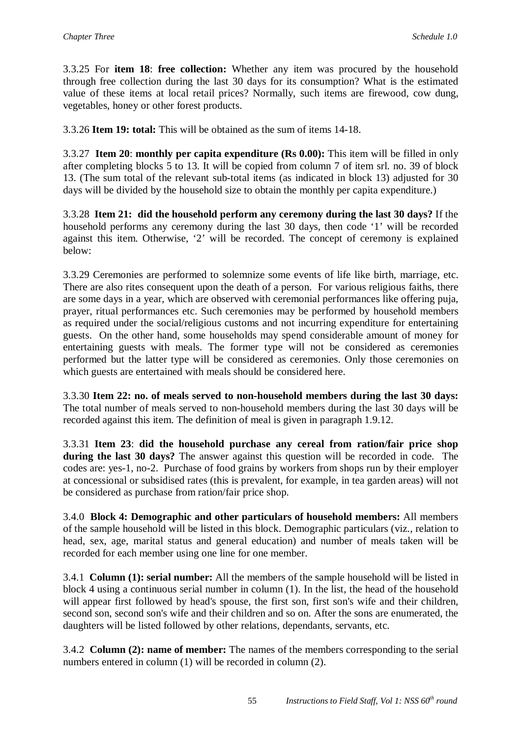3.3.25 For **item 18**: **free collection:** Whether any item was procured by the household through free collection during the last 30 days for its consumption? What is the estimated value of these items at local retail prices? Normally, such items are firewood, cow dung, vegetables, honey or other forest products.

3.3.26 **Item 19: total:** This will be obtained as the sum of items 14-18.

3.3.27 **Item 20**: **monthly per capita expenditure (Rs 0.00):** This item will be filled in only after completing blocks 5 to 13. It will be copied from column 7 of item srl. no. 39 of block 13. (The sum total of the relevant sub-total items (as indicated in block 13) adjusted for 30 days will be divided by the household size to obtain the monthly per capita expenditure.)

3.3.28 **Item 21: did the household perform any ceremony during the last 30 days?** If the household performs any ceremony during the last 30 days, then code '1' will be recorded against this item. Otherwise, '2' will be recorded. The concept of ceremony is explained below:

3.3.29 Ceremonies are performed to solemnize some events of life like birth, marriage, etc. There are also rites consequent upon the death of a person. For various religious faiths, there are some days in a year, which are observed with ceremonial performances like offering puja, prayer, ritual performances etc. Such ceremonies may be performed by household members as required under the social/religious customs and not incurring expenditure for entertaining guests. On the other hand, some households may spend considerable amount of money for entertaining guests with meals. The former type will not be considered as ceremonies performed but the latter type will be considered as ceremonies. Only those ceremonies on which guests are entertained with meals should be considered here.

3.3.30 **Item 22: no. of meals served to non-household members during the last 30 days:** The total number of meals served to non-household members during the last 30 days will be recorded against this item. The definition of meal is given in paragraph 1.9.12.

3.3.31 **Item 23**: **did the household purchase any cereal from ration/fair price shop during the last 30 days?** The answer against this question will be recorded in code. The codes are: yes-1, no-2. Purchase of food grains by workers from shops run by their employer at concessional or subsidised rates (this is prevalent, for example, in tea garden areas) will not be considered as purchase from ration/fair price shop.

3.4.0 **Block 4: Demographic and other particulars of household members:** All members of the sample household will be listed in this block. Demographic particulars (viz., relation to head, sex, age, marital status and general education) and number of meals taken will be recorded for each member using one line for one member.

3.4.1 **Column (1): serial number:** All the members of the sample household will be listed in block 4 using a continuous serial number in column (1). In the list, the head of the household will appear first followed by head's spouse, the first son, first son's wife and their children, second son, second son's wife and their children and so on. After the sons are enumerated, the daughters will be listed followed by other relations, dependants, servants, etc.

3.4.2 **Column (2): name of member:** The names of the members corresponding to the serial numbers entered in column (1) will be recorded in column (2).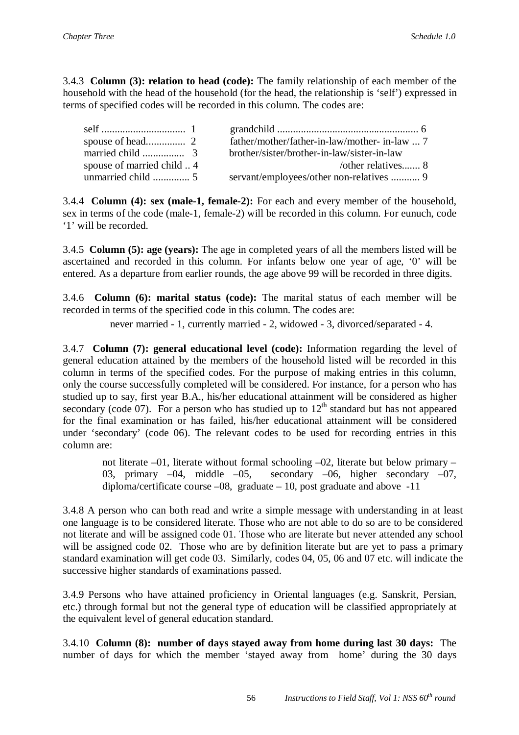3.4.3 **Column (3): relation to head (code):** The family relationship of each member of the household with the head of the household (for the head, the relationship is 'self') expressed in terms of specified codes will be recorded in this column. The codes are:

| | |
|---|---|
| self ............................... 1 | grandchild ..................................................... 6 |
| spouse of head............... 2 | father/mother/father-in-law/mother- in-law ... 7 |
| married child ................ 3 | brother/sister/brother-in-law/sister-in-law /other relatives....... 8 |
| spouse of married child .. 4 | |
| unmarried child ............. 5 | servant/employees/other non-relatives ........... 9 |

3.4.4 **Column (4): sex (male-1, female-2):** For each and every member of the household, sex in terms of the code (male-1, female-2) will be recorded in this column. For eunuch, code '1' will be recorded.

3.4.5 **Column (5): age (years):** The age in completed years of all the members listed will be ascertained and recorded in this column. For infants below one year of age, '0' will be entered. As a departure from earlier rounds, the age above 99 will be recorded in three digits.

3.4.6 **Column (6): marital status (code):** The marital status of each member will be recorded in terms of the specified code in this column. The codes are:

never married - 1, currently married - 2, widowed - 3, divorced/separated - 4.

3.4.7 **Column (7): general educational level (code):** Information regarding the level of general education attained by the members of the household listed will be recorded in this column in terms of the specified codes. For the purpose of making entries in this column, only the course successfully completed will be considered. For instance, for a person who has studied up to say, first year B.A., his/her educational attainment will be considered as higher secondary (code 07). For a person who has studied up to 12th standard but has not appeared for the final examination or has failed, his/her educational attainment will be considered under 'secondary' (code 06). The relevant codes to be used for recording entries in this column are:

> not literate –01, literate without formal schooling –02, literate but below primary – 03, primary –04, middle –05, secondary –06, higher secondary –07, diploma/certificate course –08, graduate – 10, post graduate and above -11

3.4.8 A person who can both read and write a simple message with understanding in at least one language is to be considered literate. Those who are not able to do so are to be considered not literate and will be assigned code 01. Those who are literate but never attended any school will be assigned code 02. Those who are by definition literate but are yet to pass a primary standard examination will get code 03. Similarly, codes 04, 05, 06 and 07 etc. will indicate the successive higher standards of examinations passed.

3.4.9 Persons who have attained proficiency in Oriental languages (e.g. Sanskrit, Persian, etc.) through formal but not the general type of education will be classified appropriately at the equivalent level of general education standard.

3.4.10 **Column (8): number of days stayed away from home during last 30 days:** The number of days for which the member 'stayed away from home' during the 30 days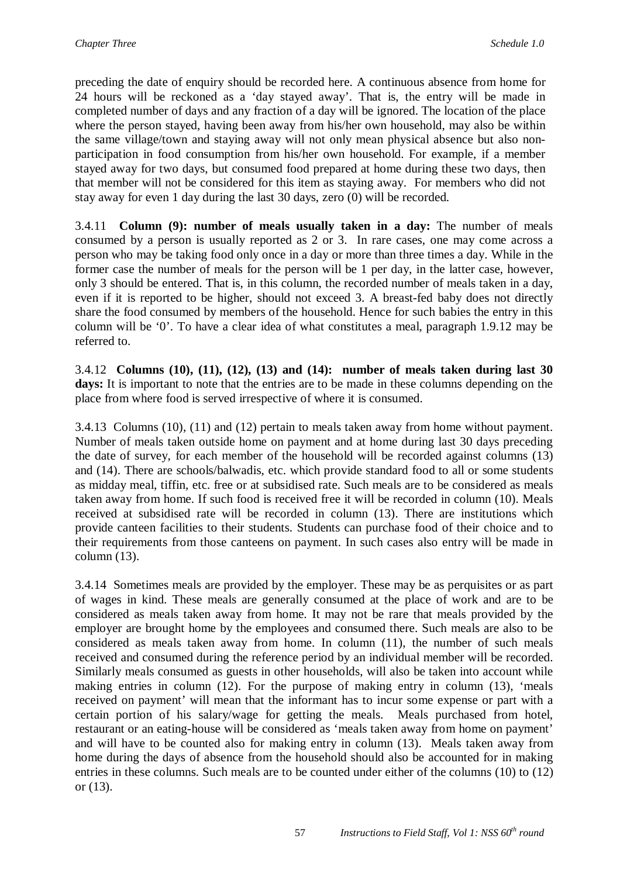preceding the date of enquiry should be recorded here. A continuous absence from home for 24 hours will be reckoned as a 'day stayed away'. That is, the entry will be made in completed number of days and any fraction of a day will be ignored. The location of the place where the person stayed, having been away from his/her own household, may also be within the same village/town and staying away will not only mean physical absence but also non-participation in food consumption from his/her own household. For example, if a member stayed away for two days, but consumed food prepared at home during these two days, then that member will not be considered for this item as staying away. For members who did not stay away for even 1 day during the last 30 days, zero (0) will be recorded.

3.4.11 **Column (9): number of meals usually taken in a day:** The number of meals consumed by a person is usually reported as 2 or 3. In rare cases, one may come across a person who may be taking food only once in a day or more than three times a day. While in the former case the number of meals for the person will be 1 per day, in the latter case, however, only 3 should be entered. That is, in this column, the recorded number of meals taken in a day, even if it is reported to be higher, should not exceed 3. A breast-fed baby does not directly share the food consumed by members of the household. Hence for such babies the entry in this column will be '0'. To have a clear idea of what constitutes a meal, paragraph 1.9.12 may be referred to.

3.4.12 **Columns (10), (11), (12), (13) and (14): number of meals taken during last 30 days:** It is important to note that the entries are to be made in these columns depending on the place from where food is served irrespective of where it is consumed.

3.4.13 Columns (10), (11) and (12) pertain to meals taken away from home without payment. Number of meals taken outside home on payment and at home during last 30 days preceding the date of survey, for each member of the household will be recorded against columns (13) and (14). There are schools/balwadis, etc. which provide standard food to all or some students as midday meal, tiffin, etc. free or at subsidised rate. Such meals are to be considered as meals taken away from home. If such food is received free it will be recorded in column (10). Meals received at subsidised rate will be recorded in column (13). There are institutions which provide canteen facilities to their students. Students can purchase food of their choice and to their requirements from those canteens on payment. In such cases also entry will be made in column (13).

3.4.14 Sometimes meals are provided by the employer. These may be as perquisites or as part of wages in kind. These meals are generally consumed at the place of work and are to be considered as meals taken away from home. It may not be rare that meals provided by the employer are brought home by the employees and consumed there. Such meals are also to be considered as meals taken away from home. In column (11), the number of such meals received and consumed during the reference period by an individual member will be recorded. Similarly meals consumed as guests in other households, will also be taken into account while making entries in column (12). For the purpose of making entry in column (13), 'meals received on payment' will mean that the informant has to incur some expense or part with a certain portion of his salary/wage for getting the meals. Meals purchased from hotel, restaurant or an eating-house will be considered as 'meals taken away from home on payment' and will have to be counted also for making entry in column (13). Meals taken away from home during the days of absence from the household should also be accounted for in making entries in these columns. Such meals are to be counted under either of the columns (10) to (12) or (13).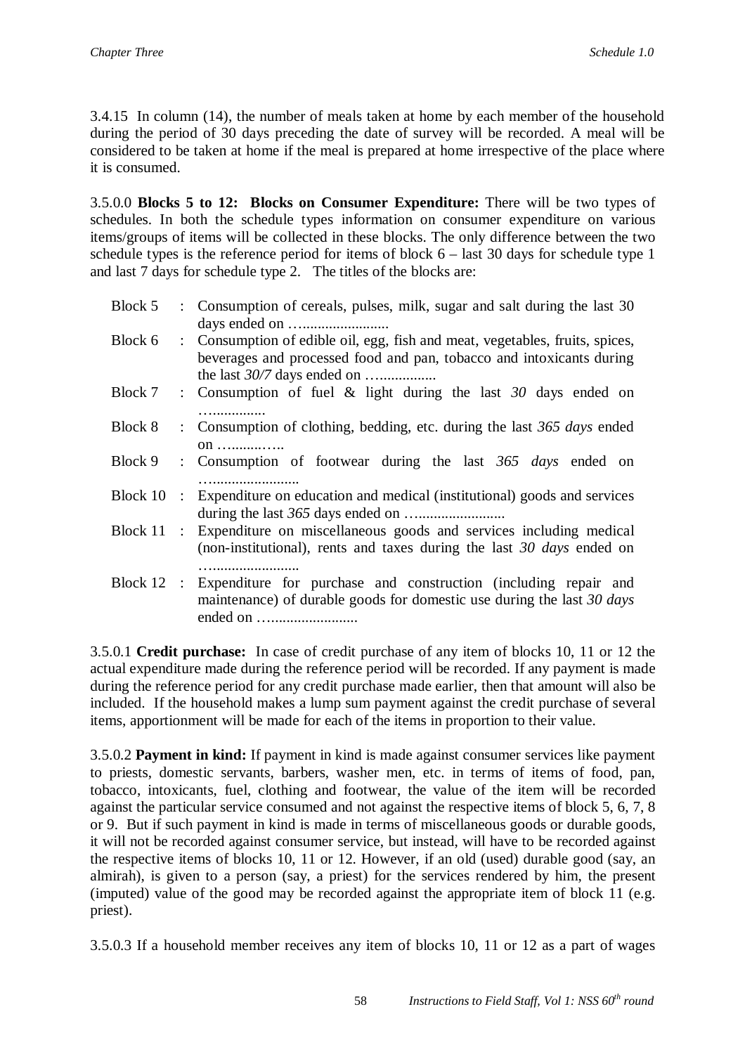3.4.15 In column (14), the number of meals taken at home by each member of the household during the period of 30 days preceding the date of survey will be recorded. A meal will be considered to be taken at home if the meal is prepared at home irrespective of the place where it is consumed.

3.5.0.0 **Blocks 5 to 12: Blocks on Consumer Expenditure:** There will be two types of schedules. In both the schedule types information on consumer expenditure on various items/groups of items will be collected in these blocks. The only difference between the two schedule types is the reference period for items of block 6 – last 30 days for schedule type 1 and last 7 days for schedule type 2. The titles of the blocks are:

| | | |
|---|---|---|
| Block 5 | : | Consumption of cereals, pulses, milk, sugar and salt during the last 30 days ended on …...................... |
| Block 6 | : | Consumption of edible oil, egg, fish and meat, vegetables, fruits, spices, beverages and processed food and pan, tobacco and intoxicants during the last *30/7* days ended on …............... |
| Block 7 | : | Consumption of fuel & light during the last *30* days ended on …............. |
| Block 8 | : | Consumption of clothing, bedding, etc. during the last *365 days* ended on …........….. |
| Block 9 | : | Consumption of footwear during the last *365 days* ended on …...................... |
| Block 10 | : | Expenditure on education and medical (institutional) goods and services during the last *365* days ended on …...................... |
| Block 11 | : | Expenditure on miscellaneous goods and services including medical (non-institutional), rents and taxes during the last *30 days* ended on …...................... |
| Block 12 | : | Expenditure for purchase and construction (including repair and maintenance) of durable goods for domestic use during the last *30 days* ended on …...................... |

3.5.0.1 **Credit purchase:** In case of credit purchase of any item of blocks 10, 11 or 12 the actual expenditure made during the reference period will be recorded. If any payment is made during the reference period for any credit purchase made earlier, then that amount will also be included. If the household makes a lump sum payment against the credit purchase of several items, apportionment will be made for each of the items in proportion to their value.

3.5.0.2 **Payment in kind:** If payment in kind is made against consumer services like payment to priests, domestic servants, barbers, washer men, etc. in terms of items of food, pan, tobacco, intoxicants, fuel, clothing and footwear, the value of the item will be recorded against the particular service consumed and not against the respective items of block 5, 6, 7, 8 or 9. But if such payment in kind is made in terms of miscellaneous goods or durable goods, it will not be recorded against consumer service, but instead, will have to be recorded against the respective items of blocks 10, 11 or 12. However, if an old (used) durable good (say, an almirah), is given to a person (say, a priest) for the services rendered by him, the present (imputed) value of the good may be recorded against the appropriate item of block 11 (e.g. priest).

3.5.0.3 If a household member receives any item of blocks 10, 11 or 12 as a part of wages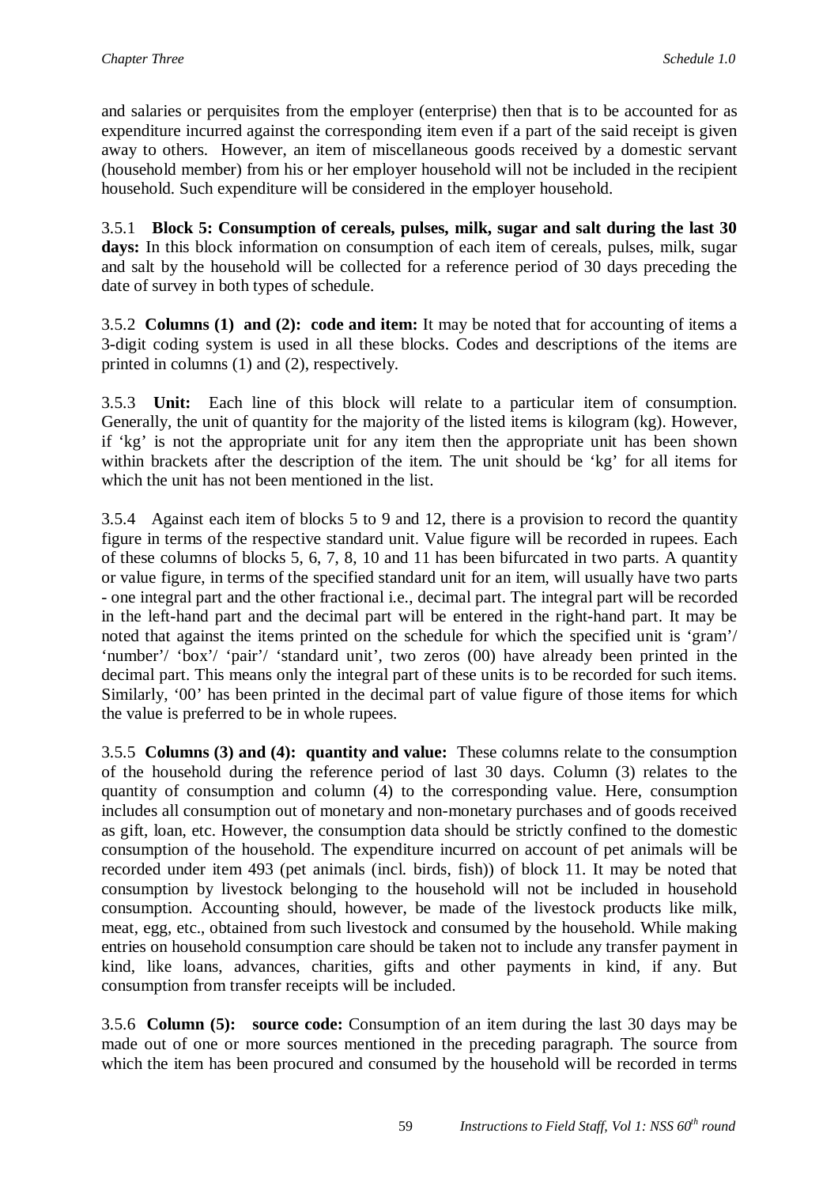and salaries or perquisites from the employer (enterprise) then that is to be accounted for as expenditure incurred against the corresponding item even if a part of the said receipt is given away to others. However, an item of miscellaneous goods received by a domestic servant (household member) from his or her employer household will not be included in the recipient household. Such expenditure will be considered in the employer household.

3.5.1 **Block 5: Consumption of cereals, pulses, milk, sugar and salt during the last 30 days:** In this block information on consumption of each item of cereals, pulses, milk, sugar and salt by the household will be collected for a reference period of 30 days preceding the date of survey in both types of schedule.

3.5.2 **Columns (1) and (2): code and item:** It may be noted that for accounting of items a 3-digit coding system is used in all these blocks. Codes and descriptions of the items are printed in columns (1) and (2), respectively.

3.5.3 **Unit:** Each line of this block will relate to a particular item of consumption. Generally, the unit of quantity for the majority of the listed items is kilogram (kg). However, if 'kg' is not the appropriate unit for any item then the appropriate unit has been shown within brackets after the description of the item. The unit should be 'kg' for all items for which the unit has not been mentioned in the list.

3.5.4 Against each item of blocks 5 to 9 and 12, there is a provision to record the quantity figure in terms of the respective standard unit. Value figure will be recorded in rupees. Each of these columns of blocks 5, 6, 7, 8, 10 and 11 has been bifurcated in two parts. A quantity or value figure, in terms of the specified standard unit for an item, will usually have two parts - one integral part and the other fractional i.e., decimal part. The integral part will be recorded in the left-hand part and the decimal part will be entered in the right-hand part. It may be noted that against the items printed on the schedule for which the specified unit is 'gram'/ 'number'/ 'box'/ 'pair'/ 'standard unit', two zeros (00) have already been printed in the decimal part. This means only the integral part of these units is to be recorded for such items. Similarly, '00' has been printed in the decimal part of value figure of those items for which the value is preferred to be in whole rupees.

3.5.5 **Columns (3) and (4): quantity and value:** These columns relate to the consumption of the household during the reference period of last 30 days. Column (3) relates to the quantity of consumption and column (4) to the corresponding value. Here, consumption includes all consumption out of monetary and non-monetary purchases and of goods received as gift, loan, etc. However, the consumption data should be strictly confined to the domestic consumption of the household. The expenditure incurred on account of pet animals will be recorded under item 493 (pet animals (incl. birds, fish)) of block 11. It may be noted that consumption by livestock belonging to the household will not be included in household consumption. Accounting should, however, be made of the livestock products like milk, meat, egg, etc., obtained from such livestock and consumed by the household. While making entries on household consumption care should be taken not to include any transfer payment in kind, like loans, advances, charities, gifts and other payments in kind, if any. But consumption from transfer receipts will be included.

3.5.6 **Column (5): source code:** Consumption of an item during the last 30 days may be made out of one or more sources mentioned in the preceding paragraph. The source from which the item has been procured and consumed by the household will be recorded in terms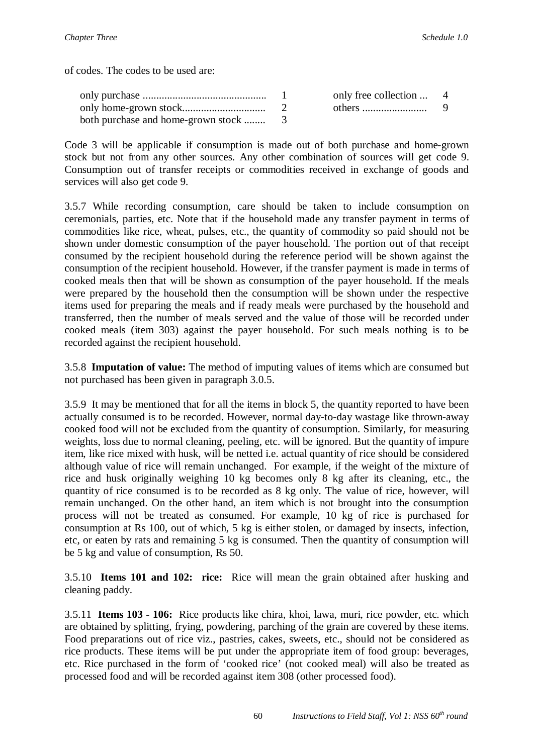of codes. The codes to be used are:

| | | | |
|---|---|---|---|
| only purchase ............................................. | 1 | only free collection ... | 4 |
| only home-grown stock.............................. | 2 | others ........................ | 9 |
| both purchase and home-grown stock ........ | 3 | | |

Code 3 will be applicable if consumption is made out of both purchase and home-grown stock but not from any other sources. Any other combination of sources will get code 9. Consumption out of transfer receipts or commodities received in exchange of goods and services will also get code 9.

3.5.7 While recording consumption, care should be taken to include consumption on ceremonials, parties, etc. Note that if the household made any transfer payment in terms of commodities like rice, wheat, pulses, etc., the quantity of commodity so paid should not be shown under domestic consumption of the payer household. The portion out of that receipt consumed by the recipient household during the reference period will be shown against the consumption of the recipient household. However, if the transfer payment is made in terms of cooked meals then that will be shown as consumption of the payer household. If the meals were prepared by the household then the consumption will be shown under the respective items used for preparing the meals and if ready meals were purchased by the household and transferred, then the number of meals served and the value of those will be recorded under cooked meals (item 303) against the payer household. For such meals nothing is to be recorded against the recipient household.

3.5.8 **Imputation of value:** The method of imputing values of items which are consumed but not purchased has been given in paragraph 3.0.5.

3.5.9 It may be mentioned that for all the items in block 5, the quantity reported to have been actually consumed is to be recorded. However, normal day-to-day wastage like thrown-away cooked food will not be excluded from the quantity of consumption. Similarly, for measuring weights, loss due to normal cleaning, peeling, etc. will be ignored. But the quantity of impure item, like rice mixed with husk, will be netted i.e. actual quantity of rice should be considered although value of rice will remain unchanged. For example, if the weight of the mixture of rice and husk originally weighing 10 kg becomes only 8 kg after its cleaning, etc., the quantity of rice consumed is to be recorded as 8 kg only. The value of rice, however, will remain unchanged. On the other hand, an item which is not brought into the consumption process will not be treated as consumed. For example, 10 kg of rice is purchased for consumption at Rs 100, out of which, 5 kg is either stolen, or damaged by insects, infection, etc, or eaten by rats and remaining 5 kg is consumed. Then the quantity of consumption will be 5 kg and value of consumption, Rs 50.

3.5.10 **Items 101 and 102: rice:** Rice will mean the grain obtained after husking and cleaning paddy.

3.5.11 **Items 103 - 106:** Rice products like chira, khoi, lawa, muri, rice powder, etc. which are obtained by splitting, frying, powdering, parching of the grain are covered by these items. Food preparations out of rice viz., pastries, cakes, sweets, etc., should not be considered as rice products. These items will be put under the appropriate item of food group: beverages, etc. Rice purchased in the form of 'cooked rice' (not cooked meal) will also be treated as processed food and will be recorded against item 308 (other processed food).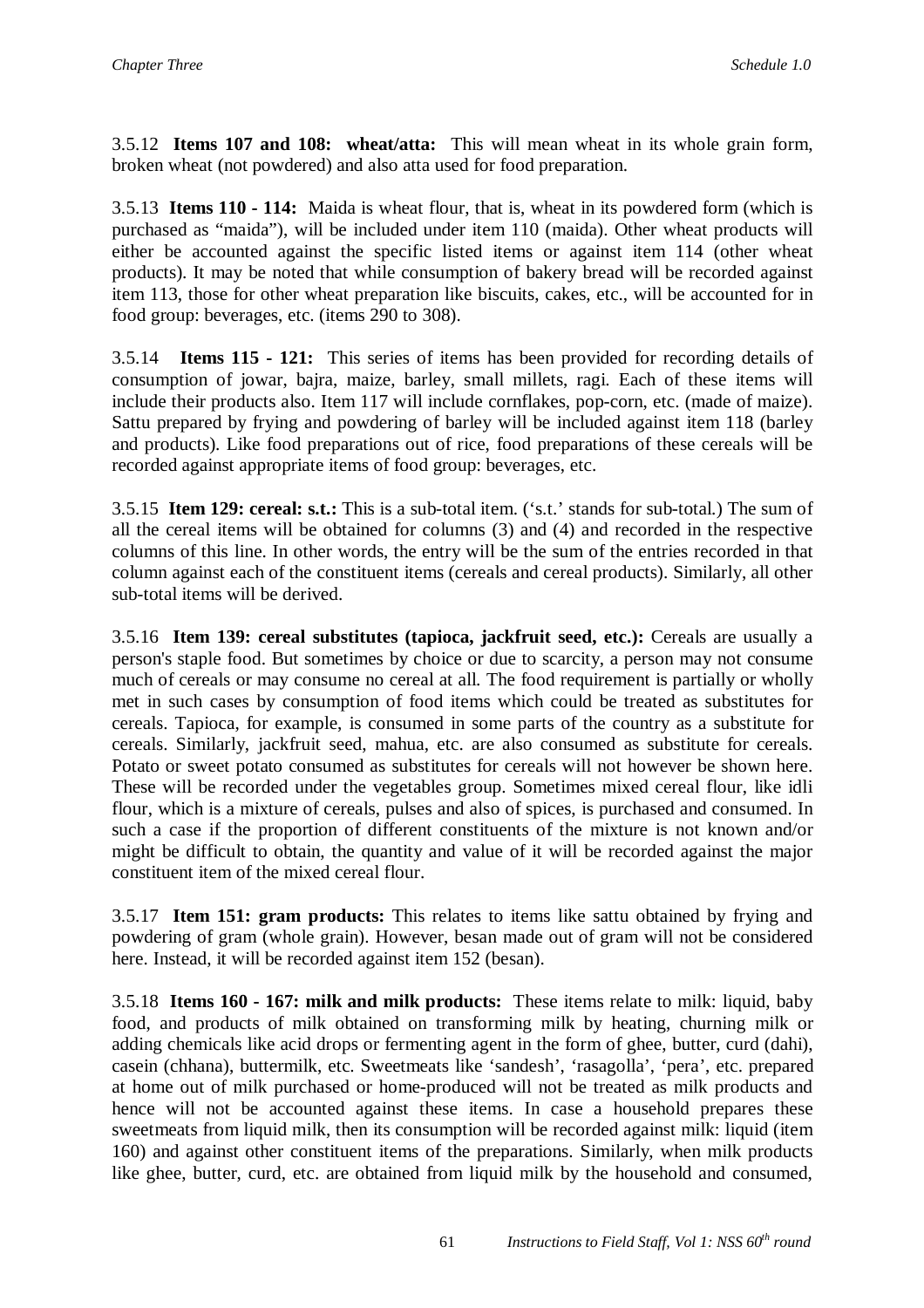3.5.12 **Items 107 and 108: wheat/atta:** This will mean wheat in its whole grain form, broken wheat (not powdered) and also atta used for food preparation.

3.5.13 **Items 110 - 114:** Maida is wheat flour, that is, wheat in its powdered form (which is purchased as "maida"), will be included under item 110 (maida). Other wheat products will either be accounted against the specific listed items or against item 114 (other wheat products). It may be noted that while consumption of bakery bread will be recorded against item 113, those for other wheat preparation like biscuits, cakes, etc., will be accounted for in food group: beverages, etc. (items 290 to 308).

3.5.14 **Items 115 - 121:** This series of items has been provided for recording details of consumption of jowar, bajra, maize, barley, small millets, ragi. Each of these items will include their products also. Item 117 will include cornflakes, pop-corn, etc. (made of maize). Sattu prepared by frying and powdering of barley will be included against item 118 (barley and products). Like food preparations out of rice, food preparations of these cereals will be recorded against appropriate items of food group: beverages, etc.

3.5.15 **Item 129: cereal: s.t.:** This is a sub-total item. ('s.t.' stands for sub-total.) The sum of all the cereal items will be obtained for columns (3) and (4) and recorded in the respective columns of this line. In other words, the entry will be the sum of the entries recorded in that column against each of the constituent items (cereals and cereal products). Similarly, all other sub-total items will be derived.

3.5.16 **Item 139: cereal substitutes (tapioca, jackfruit seed, etc.):** Cereals are usually a person's staple food. But sometimes by choice or due to scarcity, a person may not consume much of cereals or may consume no cereal at all. The food requirement is partially or wholly met in such cases by consumption of food items which could be treated as substitutes for cereals. Tapioca, for example, is consumed in some parts of the country as a substitute for cereals. Similarly, jackfruit seed, mahua, etc. are also consumed as substitute for cereals. Potato or sweet potato consumed as substitutes for cereals will not however be shown here. These will be recorded under the vegetables group. Sometimes mixed cereal flour, like idli flour, which is a mixture of cereals, pulses and also of spices, is purchased and consumed. In such a case if the proportion of different constituents of the mixture is not known and/or might be difficult to obtain, the quantity and value of it will be recorded against the major constituent item of the mixed cereal flour.

3.5.17 **Item 151: gram products:** This relates to items like sattu obtained by frying and powdering of gram (whole grain). However, besan made out of gram will not be considered here. Instead, it will be recorded against item 152 (besan).

3.5.18 **Items 160 - 167: milk and milk products:** These items relate to milk: liquid, baby food, and products of milk obtained on transforming milk by heating, churning milk or adding chemicals like acid drops or fermenting agent in the form of ghee, butter, curd (dahi), casein (chhana), buttermilk, etc. Sweetmeats like 'sandesh', 'rasagolla', 'pera', etc. prepared at home out of milk purchased or home-produced will not be treated as milk products and hence will not be accounted against these items. In case a household prepares these sweetmeats from liquid milk, then its consumption will be recorded against milk: liquid (item 160) and against other constituent items of the preparations. Similarly, when milk products like ghee, butter, curd, etc. are obtained from liquid milk by the household and consumed,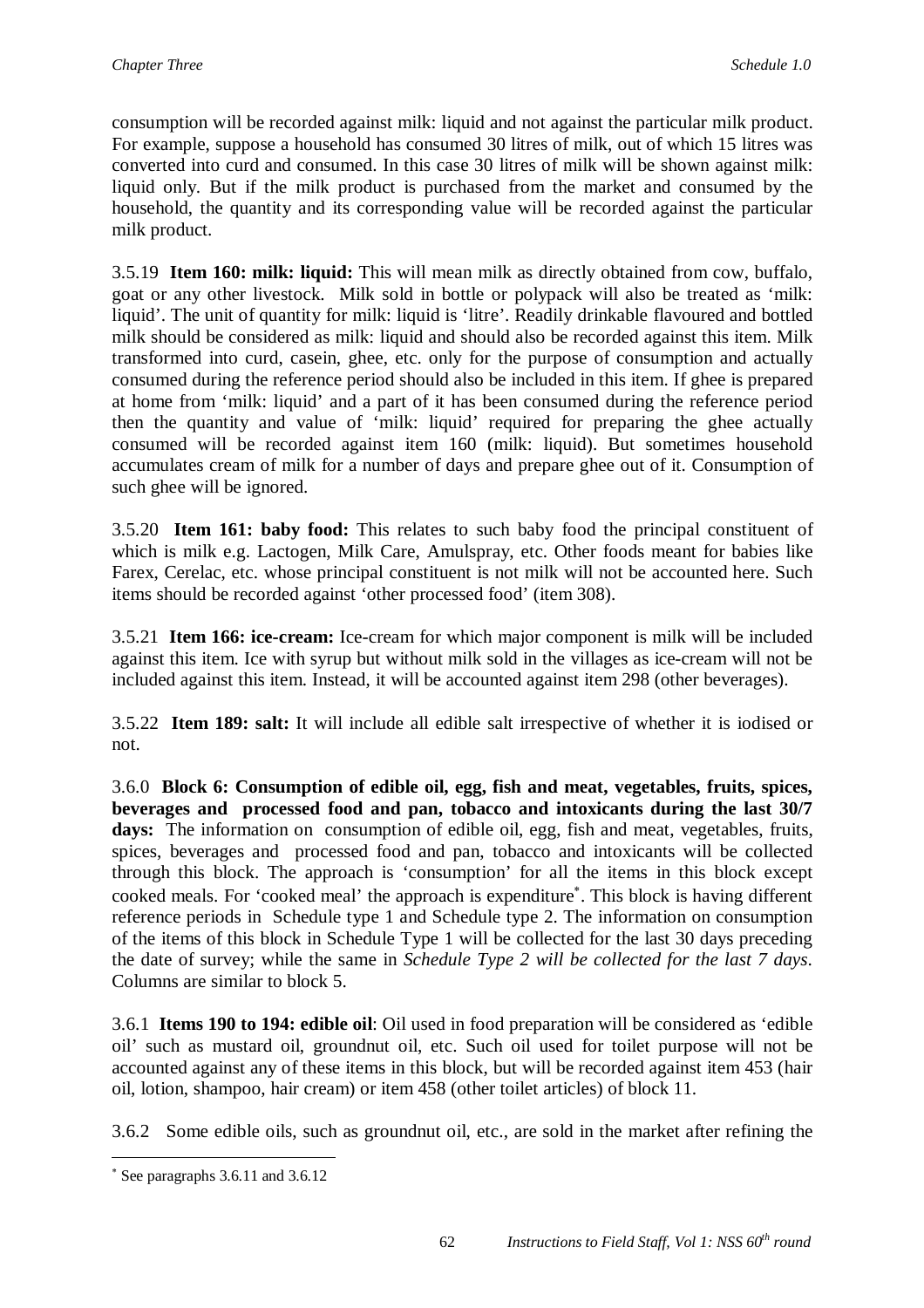consumption will be recorded against milk: liquid and not against the particular milk product. For example, suppose a household has consumed 30 litres of milk, out of which 15 litres was converted into curd and consumed. In this case 30 litres of milk will be shown against milk: liquid only. But if the milk product is purchased from the market and consumed by the household, the quantity and its corresponding value will be recorded against the particular milk product.

3.5.19 **Item 160: milk: liquid:** This will mean milk as directly obtained from cow, buffalo, goat or any other livestock. Milk sold in bottle or polypack will also be treated as 'milk: liquid'. The unit of quantity for milk: liquid is 'litre'. Readily drinkable flavoured and bottled milk should be considered as milk: liquid and should also be recorded against this item. Milk transformed into curd, casein, ghee, etc. only for the purpose of consumption and actually consumed during the reference period should also be included in this item. If ghee is prepared at home from 'milk: liquid' and a part of it has been consumed during the reference period then the quantity and value of 'milk: liquid' required for preparing the ghee actually consumed will be recorded against item 160 (milk: liquid). But sometimes household accumulates cream of milk for a number of days and prepare ghee out of it. Consumption of such ghee will be ignored.

3.5.20 **Item 161: baby food:** This relates to such baby food the principal constituent of which is milk e.g. Lactogen, Milk Care, Amulspray, etc. Other foods meant for babies like Farex, Cerelac, etc. whose principal constituent is not milk will not be accounted here. Such items should be recorded against 'other processed food' (item 308).

3.5.21 **Item 166: ice-cream:** Ice-cream for which major component is milk will be included against this item. Ice with syrup but without milk sold in the villages as ice-cream will not be included against this item. Instead, it will be accounted against item 298 (other beverages).

3.5.22 **Item 189: salt:** It will include all edible salt irrespective of whether it is iodised or not.

3.6.0 **Block 6: Consumption of edible oil, egg, fish and meat, vegetables, fruits, spices, beverages and processed food and pan, tobacco and intoxicants during the last 30/7 days:** The information on consumption of edible oil, egg, fish and meat, vegetables, fruits, spices, beverages and processed food and pan, tobacco and intoxicants will be collected through this block. The approach is 'consumption' for all the items in this block except cooked meals. For 'cooked meal' the approach is expenditure*. This block is having different reference periods in Schedule type 1 and Schedule type 2. The information on consumption of the items of this block in Schedule Type 1 will be collected for the last 30 days preceding the date of survey; while the same in *Schedule Type 2 will be collected for the last 7 days*. Columns are similar to block 5.

3.6.1 **Items 190 to 194: edible oil**: Oil used in food preparation will be considered as 'edible oil' such as mustard oil, groundnut oil, etc. Such oil used for toilet purpose will not be accounted against any of these items in this block, but will be recorded against item 453 (hair oil, lotion, shampoo, hair cream) or item 458 (other toilet articles) of block 11.

3.6.2 Some edible oils, such as groundnut oil, etc., are sold in the market after refining the

---

* See paragraphs 3.6.11 and 3.6.12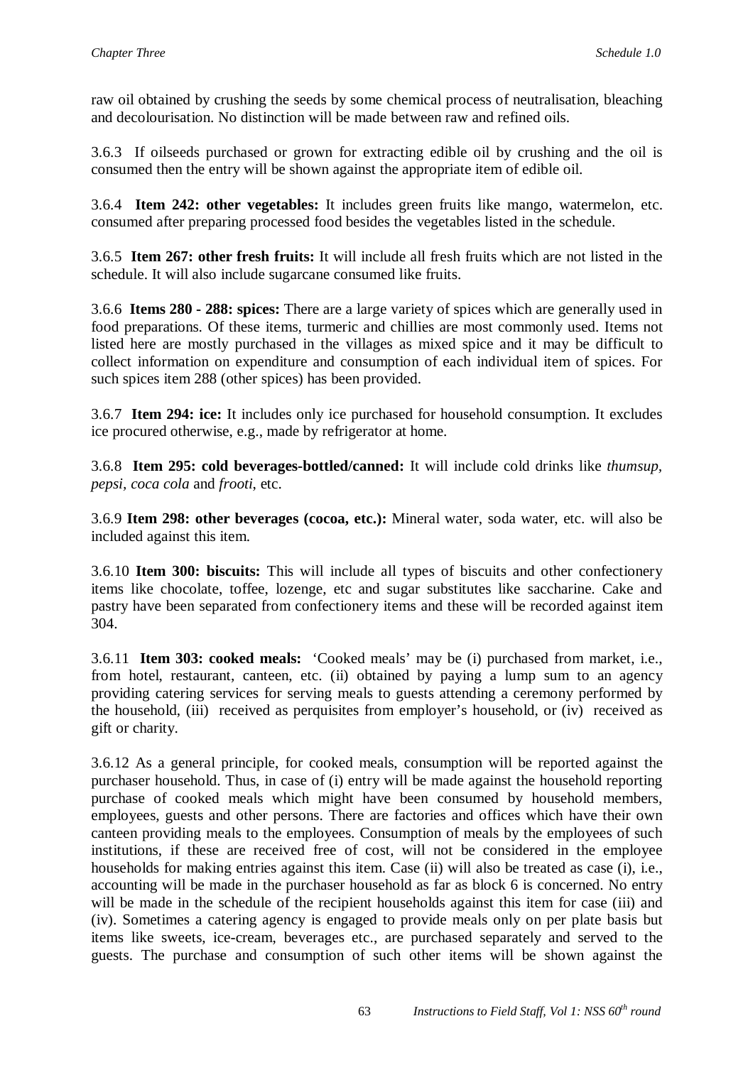raw oil obtained by crushing the seeds by some chemical process of neutralisation, bleaching and decolourisation. No distinction will be made between raw and refined oils.

3.6.3 If oilseeds purchased or grown for extracting edible oil by crushing and the oil is consumed then the entry will be shown against the appropriate item of edible oil.

3.6.4 **Item 242: other vegetables:** It includes green fruits like mango, watermelon, etc. consumed after preparing processed food besides the vegetables listed in the schedule.

3.6.5 **Item 267: other fresh fruits:** It will include all fresh fruits which are not listed in the schedule. It will also include sugarcane consumed like fruits.

3.6.6 **Items 280 - 288: spices:** There are a large variety of spices which are generally used in food preparations. Of these items, turmeric and chillies are most commonly used. Items not listed here are mostly purchased in the villages as mixed spice and it may be difficult to collect information on expenditure and consumption of each individual item of spices. For such spices item 288 (other spices) has been provided.

3.6.7 **Item 294: ice:** It includes only ice purchased for household consumption. It excludes ice procured otherwise, e.g., made by refrigerator at home.

3.6.8 **Item 295: cold beverages-bottled/canned:** It will include cold drinks like *thumsup*, *pepsi*, *coca cola* and *frooti*, etc.

3.6.9 **Item 298: other beverages (cocoa, etc.):** Mineral water, soda water, etc. will also be included against this item.

3.6.10 **Item 300: biscuits:** This will include all types of biscuits and other confectionery items like chocolate, toffee, lozenge, etc and sugar substitutes like saccharine. Cake and pastry have been separated from confectionery items and these will be recorded against item 304.

3.6.11 **Item 303: cooked meals:** 'Cooked meals' may be (i) purchased from market, i.e., from hotel, restaurant, canteen, etc. (ii) obtained by paying a lump sum to an agency providing catering services for serving meals to guests attending a ceremony performed by the household, (iii) received as perquisites from employer's household, or (iv) received as gift or charity.

3.6.12 As a general principle, for cooked meals, consumption will be reported against the purchaser household. Thus, in case of (i) entry will be made against the household reporting purchase of cooked meals which might have been consumed by household members, employees, guests and other persons. There are factories and offices which have their own canteen providing meals to the employees. Consumption of meals by the employees of such institutions, if these are received free of cost, will not be considered in the employee households for making entries against this item. Case (ii) will also be treated as case (i), i.e., accounting will be made in the purchaser household as far as block 6 is concerned. No entry will be made in the schedule of the recipient households against this item for case (iii) and (iv). Sometimes a catering agency is engaged to provide meals only on per plate basis but items like sweets, ice-cream, beverages etc., are purchased separately and served to the guests. The purchase and consumption of such other items will be shown against the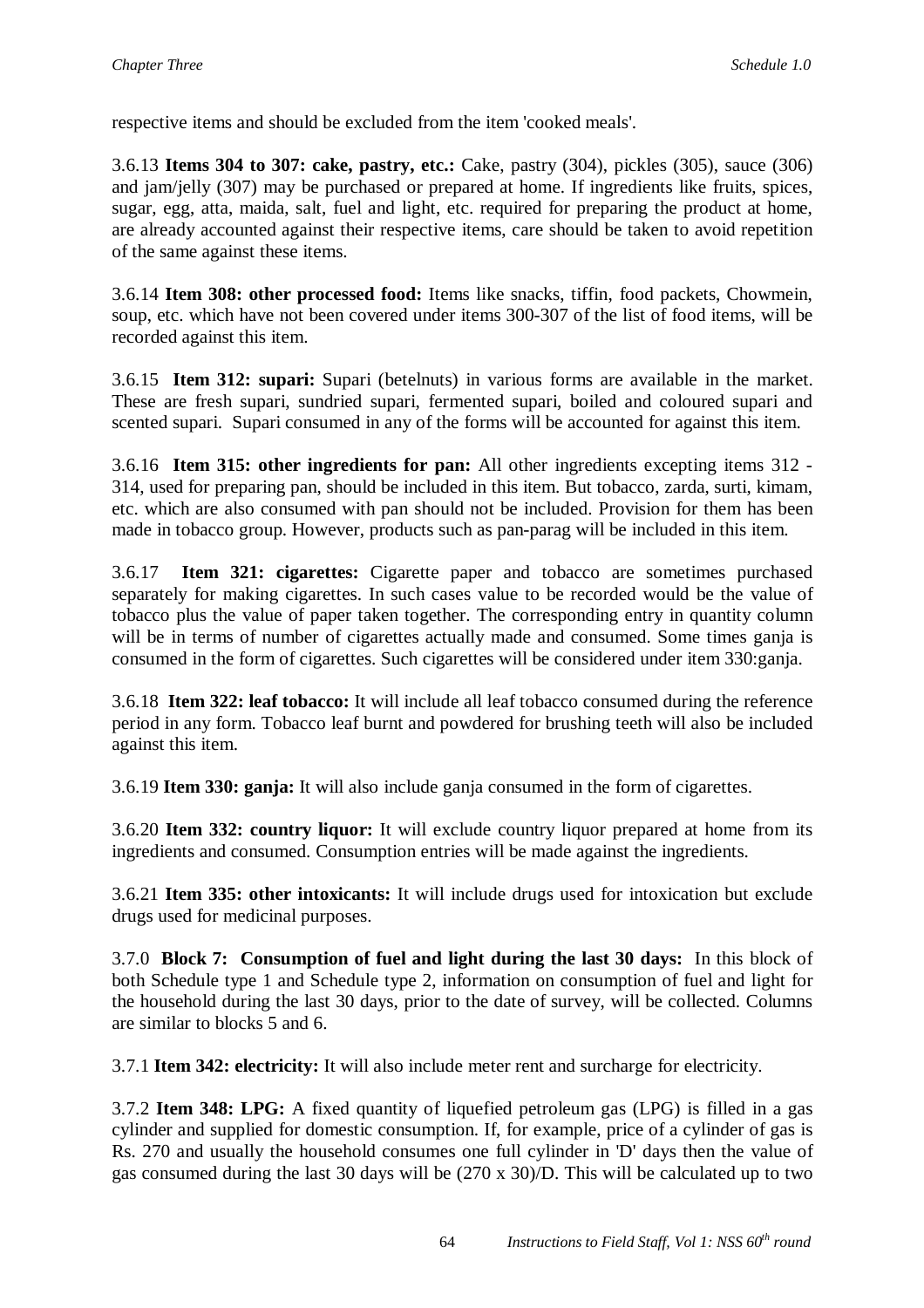respective items and should be excluded from the item 'cooked meals'.

3.6.13 **Items 304 to 307: cake, pastry, etc.:** Cake, pastry (304), pickles (305), sauce (306) and jam/jelly (307) may be purchased or prepared at home. If ingredients like fruits, spices, sugar, egg, atta, maida, salt, fuel and light, etc. required for preparing the product at home, are already accounted against their respective items, care should be taken to avoid repetition of the same against these items.

3.6.14 **Item 308: other processed food:** Items like snacks, tiffin, food packets, Chowmein, soup, etc. which have not been covered under items 300-307 of the list of food items, will be recorded against this item.

3.6.15 **Item 312: supari:** Supari (betelnuts) in various forms are available in the market. These are fresh supari, sundried supari, fermented supari, boiled and coloured supari and scented supari. Supari consumed in any of the forms will be accounted for against this item.

3.6.16 **Item 315: other ingredients for pan:** All other ingredients excepting items 312 - 314, used for preparing pan, should be included in this item. But tobacco, zarda, surti, kimam, etc. which are also consumed with pan should not be included. Provision for them has been made in tobacco group. However, products such as pan-parag will be included in this item.

3.6.17 **Item 321: cigarettes:** Cigarette paper and tobacco are sometimes purchased separately for making cigarettes. In such cases value to be recorded would be the value of tobacco plus the value of paper taken together. The corresponding entry in quantity column will be in terms of number of cigarettes actually made and consumed. Some times ganja is consumed in the form of cigarettes. Such cigarettes will be considered under item 330:ganja.

3.6.18 **Item 322: leaf tobacco:** It will include all leaf tobacco consumed during the reference period in any form. Tobacco leaf burnt and powdered for brushing teeth will also be included against this item.

3.6.19 **Item 330: ganja:** It will also include ganja consumed in the form of cigarettes.

3.6.20 **Item 332: country liquor:** It will exclude country liquor prepared at home from its ingredients and consumed. Consumption entries will be made against the ingredients.

3.6.21 **Item 335: other intoxicants:** It will include drugs used for intoxication but exclude drugs used for medicinal purposes.

3.7.0 **Block 7: Consumption of fuel and light during the last 30 days:** In this block of both Schedule type 1 and Schedule type 2, information on consumption of fuel and light for the household during the last 30 days, prior to the date of survey, will be collected. Columns are similar to blocks 5 and 6.

3.7.1 **Item 342: electricity:** It will also include meter rent and surcharge for electricity.

3.7.2 **Item 348: LPG:** A fixed quantity of liquefied petroleum gas (LPG) is filled in a gas cylinder and supplied for domestic consumption. If, for example, price of a cylinder of gas is Rs. 270 and usually the household consumes one full cylinder in 'D' days then the value of gas consumed during the last 30 days will be (270 x 30)/D. This will be calculated up to two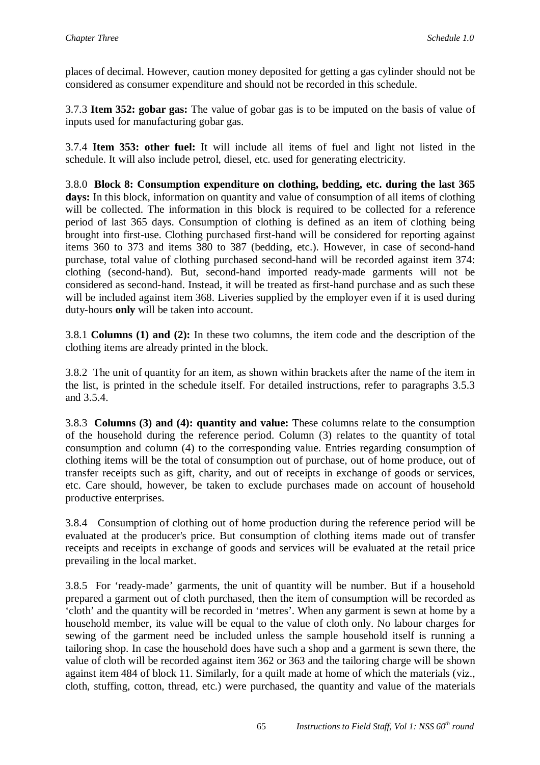places of decimal. However, caution money deposited for getting a gas cylinder should not be considered as consumer expenditure and should not be recorded in this schedule.

3.7.3 **Item 352: gobar gas:** The value of gobar gas is to be imputed on the basis of value of inputs used for manufacturing gobar gas.

3.7.4 **Item 353: other fuel:** It will include all items of fuel and light not listed in the schedule. It will also include petrol, diesel, etc. used for generating electricity.

3.8.0 **Block 8: Consumption expenditure on clothing, bedding, etc. during the last 365 days:** In this block, information on quantity and value of consumption of all items of clothing will be collected. The information in this block is required to be collected for a reference period of last 365 days. Consumption of clothing is defined as an item of clothing being brought into first-use. Clothing purchased first-hand will be considered for reporting against items 360 to 373 and items 380 to 387 (bedding, etc.). However, in case of second-hand purchase, total value of clothing purchased second-hand will be recorded against item 374: clothing (second-hand). But, second-hand imported ready-made garments will not be considered as second-hand. Instead, it will be treated as first-hand purchase and as such these will be included against item 368. Liveries supplied by the employer even if it is used during duty-hours **only** will be taken into account.

3.8.1 **Columns (1) and (2):** In these two columns, the item code and the description of the clothing items are already printed in the block.

3.8.2 The unit of quantity for an item, as shown within brackets after the name of the item in the list, is printed in the schedule itself. For detailed instructions, refer to paragraphs 3.5.3 and 3.5.4.

3.8.3 **Columns (3) and (4): quantity and value:** These columns relate to the consumption of the household during the reference period. Column (3) relates to the quantity of total consumption and column (4) to the corresponding value. Entries regarding consumption of clothing items will be the total of consumption out of purchase, out of home produce, out of transfer receipts such as gift, charity, and out of receipts in exchange of goods or services, etc. Care should, however, be taken to exclude purchases made on account of household productive enterprises.

3.8.4 Consumption of clothing out of home production during the reference period will be evaluated at the producer's price. But consumption of clothing items made out of transfer receipts and receipts in exchange of goods and services will be evaluated at the retail price prevailing in the local market.

3.8.5 For 'ready-made' garments, the unit of quantity will be number. But if a household prepared a garment out of cloth purchased, then the item of consumption will be recorded as 'cloth' and the quantity will be recorded in 'metres'. When any garment is sewn at home by a household member, its value will be equal to the value of cloth only. No labour charges for sewing of the garment need be included unless the sample household itself is running a tailoring shop. In case the household does have such a shop and a garment is sewn there, the value of cloth will be recorded against item 362 or 363 and the tailoring charge will be shown against item 484 of block 11. Similarly, for a quilt made at home of which the materials (viz., cloth, stuffing, cotton, thread, etc.) were purchased, the quantity and value of the materials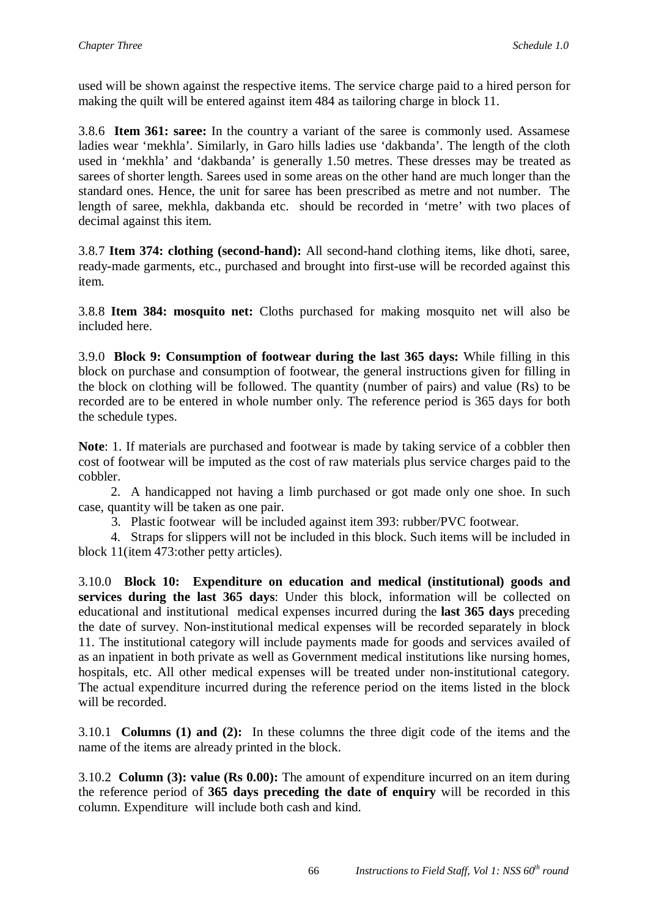used will be shown against the respective items. The service charge paid to a hired person for making the quilt will be entered against item 484 as tailoring charge in block 11.

3.8.6 **Item 361: saree:** In the country a variant of the saree is commonly used. Assamese ladies wear 'mekhla'. Similarly, in Garo hills ladies use 'dakbanda'. The length of the cloth used in 'mekhla' and 'dakbanda' is generally 1.50 metres. These dresses may be treated as sarees of shorter length. Sarees used in some areas on the other hand are much longer than the standard ones. Hence, the unit for saree has been prescribed as metre and not number. The length of saree, mekhla, dakbanda etc. should be recorded in 'metre' with two places of decimal against this item.

3.8.7 **Item 374: clothing (second-hand):** All second-hand clothing items, like dhoti, saree, ready-made garments, etc., purchased and brought into first-use will be recorded against this item.

3.8.8 **Item 384: mosquito net:** Cloths purchased for making mosquito net will also be included here.

3.9.0 **Block 9: Consumption of footwear during the last 365 days:** While filling in this block on purchase and consumption of footwear, the general instructions given for filling in the block on clothing will be followed. The quantity (number of pairs) and value (Rs) to be recorded are to be entered in whole number only. The reference period is 365 days for both the schedule types.

**Note**: 1. If materials are purchased and footwear is made by taking service of a cobbler then cost of footwear will be imputed as the cost of raw materials plus service charges paid to the cobbler.

2. A handicapped not having a limb purchased or got made only one shoe. In such case, quantity will be taken as one pair.

3. Plastic footwear will be included against item 393: rubber/PVC footwear.

4. Straps for slippers will not be included in this block. Such items will be included in block 11(item 473:other petty articles).

3.10.0 **Block 10: Expenditure on education and medical (institutional) goods and services during the last 365 days**: Under this block, information will be collected on educational and institutional medical expenses incurred during the **last 365 days** preceding the date of survey. Non-institutional medical expenses will be recorded separately in block 11. The institutional category will include payments made for goods and services availed of as an inpatient in both private as well as Government medical institutions like nursing homes, hospitals, etc. All other medical expenses will be treated under non-institutional category. The actual expenditure incurred during the reference period on the items listed in the block will be recorded.

3.10.1 **Columns (1) and (2):** In these columns the three digit code of the items and the name of the items are already printed in the block.

3.10.2 **Column (3): value (Rs 0.00):** The amount of expenditure incurred on an item during the reference period of **365 days preceding the date of enquiry** will be recorded in this column. Expenditure will include both cash and kind.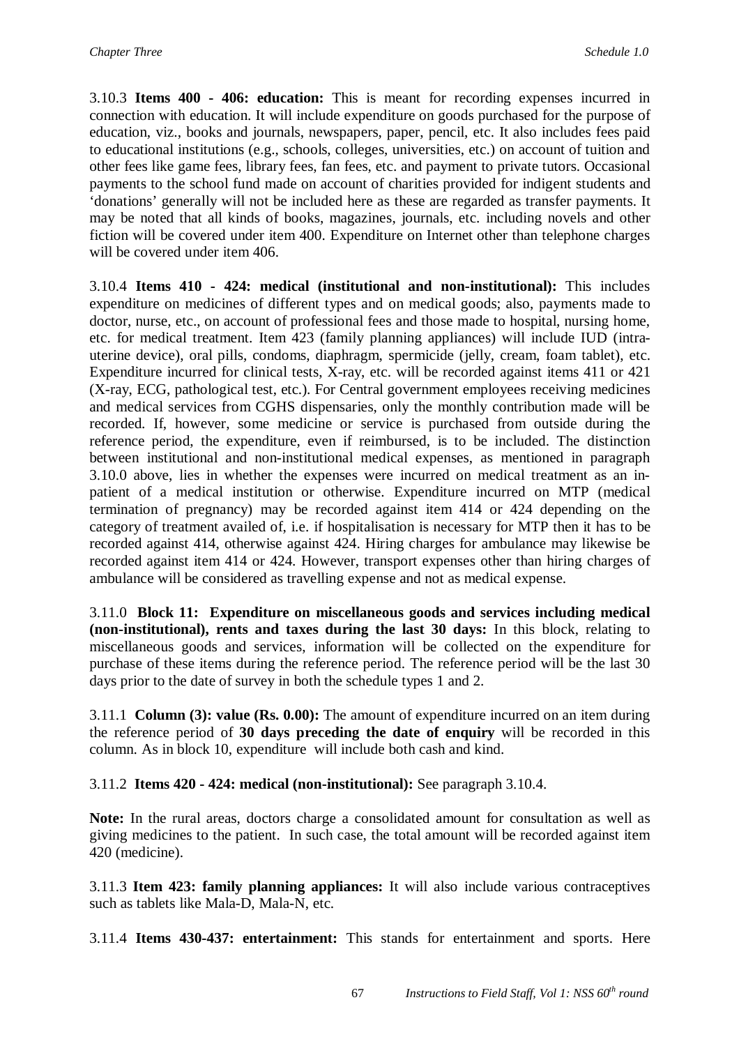3.10.3 **Items 400 - 406: education:** This is meant for recording expenses incurred in connection with education. It will include expenditure on goods purchased for the purpose of education, viz., books and journals, newspapers, paper, pencil, etc. It also includes fees paid to educational institutions (e.g., schools, colleges, universities, etc.) on account of tuition and other fees like game fees, library fees, fan fees, etc. and payment to private tutors. Occasional payments to the school fund made on account of charities provided for indigent students and 'donations' generally will not be included here as these are regarded as transfer payments. It may be noted that all kinds of books, magazines, journals, etc. including novels and other fiction will be covered under item 400. Expenditure on Internet other than telephone charges will be covered under item 406.

3.10.4 **Items 410 - 424: medical (institutional and non-institutional):** This includes expenditure on medicines of different types and on medical goods; also, payments made to doctor, nurse, etc., on account of professional fees and those made to hospital, nursing home, etc. for medical treatment. Item 423 (family planning appliances) will include IUD (intra-uterine device), oral pills, condoms, diaphragm, spermicide (jelly, cream, foam tablet), etc. Expenditure incurred for clinical tests, X-ray, etc. will be recorded against items 411 or 421 (X-ray, ECG, pathological test, etc.). For Central government employees receiving medicines and medical services from CGHS dispensaries, only the monthly contribution made will be recorded. If, however, some medicine or service is purchased from outside during the reference period, the expenditure, even if reimbursed, is to be included. The distinction between institutional and non-institutional medical expenses, as mentioned in paragraph 3.10.0 above, lies in whether the expenses were incurred on medical treatment as an in-patient of a medical institution or otherwise. Expenditure incurred on MTP (medical termination of pregnancy) may be recorded against item 414 or 424 depending on the category of treatment availed of, i.e. if hospitalisation is necessary for MTP then it has to be recorded against 414, otherwise against 424. Hiring charges for ambulance may likewise be recorded against item 414 or 424. However, transport expenses other than hiring charges of ambulance will be considered as travelling expense and not as medical expense.

3.11.0 **Block 11: Expenditure on miscellaneous goods and services including medical (non-institutional), rents and taxes during the last 30 days:** In this block, relating to miscellaneous goods and services, information will be collected on the expenditure for purchase of these items during the reference period. The reference period will be the last 30 days prior to the date of survey in both the schedule types 1 and 2.

3.11.1 **Column (3): value (Rs. 0.00):** The amount of expenditure incurred on an item during the reference period of **30 days preceding the date of enquiry** will be recorded in this column. As in block 10, expenditure will include both cash and kind.

3.11.2 **Items 420 - 424: medical (non-institutional):** See paragraph 3.10.4.

**Note:** In the rural areas, doctors charge a consolidated amount for consultation as well as giving medicines to the patient. In such case, the total amount will be recorded against item 420 (medicine).

3.11.3 **Item 423: family planning appliances:** It will also include various contraceptives such as tablets like Mala-D, Mala-N, etc.

3.11.4 **Items 430-437: entertainment:** This stands for entertainment and sports. Here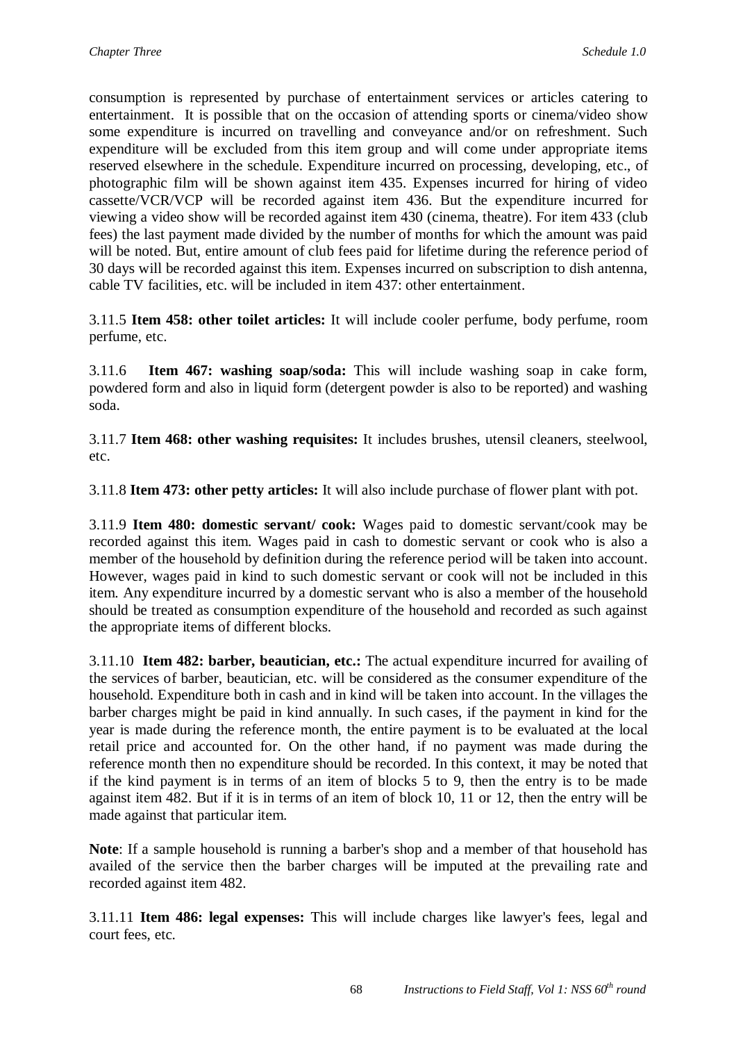consumption is represented by purchase of entertainment services or articles catering to entertainment. It is possible that on the occasion of attending sports or cinema/video show some expenditure is incurred on travelling and conveyance and/or on refreshment. Such expenditure will be excluded from this item group and will come under appropriate items reserved elsewhere in the schedule. Expenditure incurred on processing, developing, etc., of photographic film will be shown against item 435. Expenses incurred for hiring of video cassette/VCR/VCP will be recorded against item 436. But the expenditure incurred for viewing a video show will be recorded against item 430 (cinema, theatre). For item 433 (club fees) the last payment made divided by the number of months for which the amount was paid will be noted. But, entire amount of club fees paid for lifetime during the reference period of 30 days will be recorded against this item. Expenses incurred on subscription to dish antenna, cable TV facilities, etc. will be included in item 437: other entertainment.

3.11.5 **Item 458: other toilet articles:** It will include cooler perfume, body perfume, room perfume, etc.

3.11.6 **Item 467: washing soap/soda:** This will include washing soap in cake form, powdered form and also in liquid form (detergent powder is also to be reported) and washing soda.

3.11.7 **Item 468: other washing requisites:** It includes brushes, utensil cleaners, steelwool, etc.

3.11.8 **Item 473: other petty articles:** It will also include purchase of flower plant with pot.

3.11.9 **Item 480: domestic servant/ cook:** Wages paid to domestic servant/cook may be recorded against this item. Wages paid in cash to domestic servant or cook who is also a member of the household by definition during the reference period will be taken into account. However, wages paid in kind to such domestic servant or cook will not be included in this item. Any expenditure incurred by a domestic servant who is also a member of the household should be treated as consumption expenditure of the household and recorded as such against the appropriate items of different blocks.

3.11.10 **Item 482: barber, beautician, etc.:** The actual expenditure incurred for availing of the services of barber, beautician, etc. will be considered as the consumer expenditure of the household. Expenditure both in cash and in kind will be taken into account. In the villages the barber charges might be paid in kind annually. In such cases, if the payment in kind for the year is made during the reference month, the entire payment is to be evaluated at the local retail price and accounted for. On the other hand, if no payment was made during the reference month then no expenditure should be recorded. In this context, it may be noted that if the kind payment is in terms of an item of blocks 5 to 9, then the entry is to be made against item 482. But if it is in terms of an item of block 10, 11 or 12, then the entry will be made against that particular item.

**Note**: If a sample household is running a barber's shop and a member of that household has availed of the service then the barber charges will be imputed at the prevailing rate and recorded against item 482.

3.11.11 **Item 486: legal expenses:** This will include charges like lawyer's fees, legal and court fees, etc.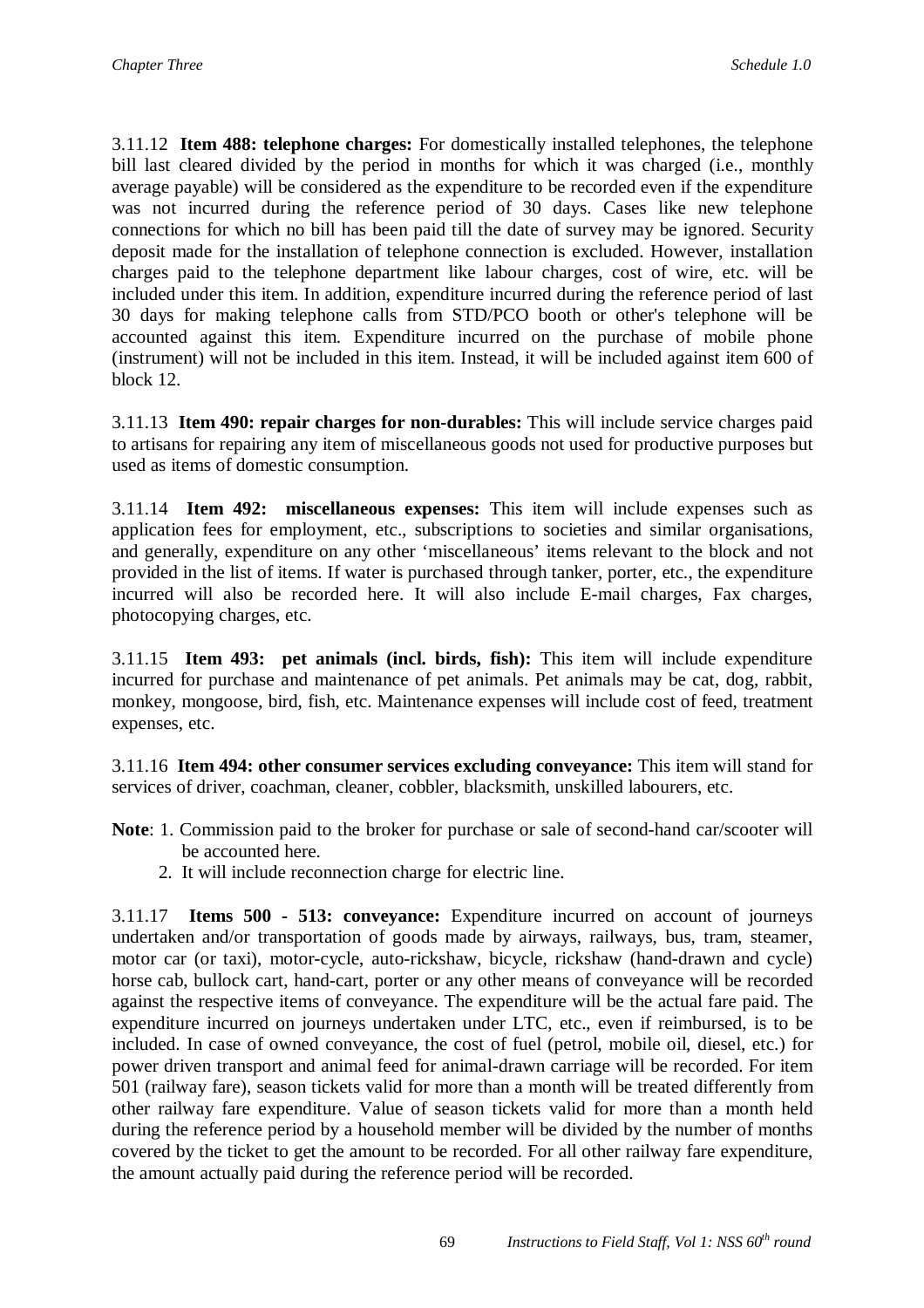3.11.12 **Item 488: telephone charges:** For domestically installed telephones, the telephone bill last cleared divided by the period in months for which it was charged (i.e., monthly average payable) will be considered as the expenditure to be recorded even if the expenditure was not incurred during the reference period of 30 days. Cases like new telephone connections for which no bill has been paid till the date of survey may be ignored. Security deposit made for the installation of telephone connection is excluded. However, installation charges paid to the telephone department like labour charges, cost of wire, etc. will be included under this item. In addition, expenditure incurred during the reference period of last 30 days for making telephone calls from STD/PCO booth or other's telephone will be accounted against this item. Expenditure incurred on the purchase of mobile phone (instrument) will not be included in this item. Instead, it will be included against item 600 of block 12.

3.11.13 **Item 490: repair charges for non-durables:** This will include service charges paid to artisans for repairing any item of miscellaneous goods not used for productive purposes but used as items of domestic consumption.

3.11.14 **Item 492: miscellaneous expenses:** This item will include expenses such as application fees for employment, etc., subscriptions to societies and similar organisations, and generally, expenditure on any other 'miscellaneous' items relevant to the block and not provided in the list of items. If water is purchased through tanker, porter, etc., the expenditure incurred will also be recorded here. It will also include E-mail charges, Fax charges, photocopying charges, etc.

3.11.15 **Item 493: pet animals (incl. birds, fish):** This item will include expenditure incurred for purchase and maintenance of pet animals. Pet animals may be cat, dog, rabbit, monkey, mongoose, bird, fish, etc. Maintenance expenses will include cost of feed, treatment expenses, etc.

3.11.16 **Item 494: other consumer services excluding conveyance:** This item will stand for services of driver, coachman, cleaner, cobbler, blacksmith, unskilled labourers, etc.

**Note**: 1. Commission paid to the broker for purchase or sale of second-hand car/scooter will be accounted here.
2. It will include reconnection charge for electric line.

3.11.17 **Items 500 - 513: conveyance:** Expenditure incurred on account of journeys undertaken and/or transportation of goods made by airways, railways, bus, tram, steamer, motor car (or taxi), motor-cycle, auto-rickshaw, bicycle, rickshaw (hand-drawn and cycle) horse cab, bullock cart, hand-cart, porter or any other means of conveyance will be recorded against the respective items of conveyance. The expenditure will be the actual fare paid. The expenditure incurred on journeys undertaken under LTC, etc., even if reimbursed, is to be included. In case of owned conveyance, the cost of fuel (petrol, mobile oil, diesel, etc.) for power driven transport and animal feed for animal-drawn carriage will be recorded. For item 501 (railway fare), season tickets valid for more than a month will be treated differently from other railway fare expenditure. Value of season tickets valid for more than a month held during the reference period by a household member will be divided by the number of months covered by the ticket to get the amount to be recorded. For all other railway fare expenditure, the amount actually paid during the reference period will be recorded.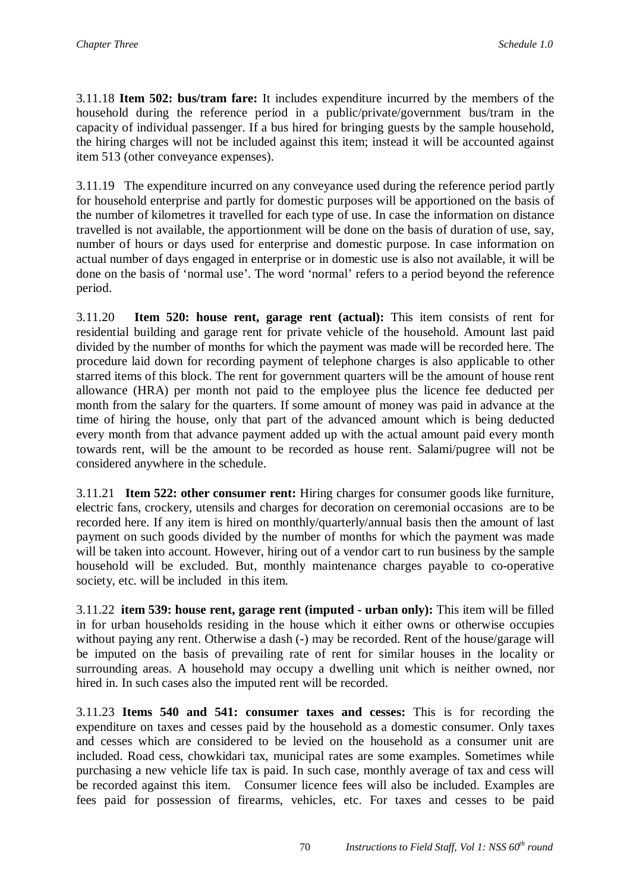3.11.18 **Item 502: bus/tram fare:** It includes expenditure incurred by the members of the household during the reference period in a public/private/government bus/tram in the capacity of individual passenger. If a bus hired for bringing guests by the sample household, the hiring charges will not be included against this item; instead it will be accounted against item 513 (other conveyance expenses).

3.11.19 The expenditure incurred on any conveyance used during the reference period partly for household enterprise and partly for domestic purposes will be apportioned on the basis of the number of kilometres it travelled for each type of use. In case the information on distance travelled is not available, the apportionment will be done on the basis of duration of use, say, number of hours or days used for enterprise and domestic purpose. In case information on actual number of days engaged in enterprise or in domestic use is also not available, it will be done on the basis of 'normal use'. The word 'normal' refers to a period beyond the reference period.

3.11.20 **Item 520: house rent, garage rent (actual):** This item consists of rent for residential building and garage rent for private vehicle of the household. Amount last paid divided by the number of months for which the payment was made will be recorded here. The procedure laid down for recording payment of telephone charges is also applicable to other starred items of this block. The rent for government quarters will be the amount of house rent allowance (HRA) per month not paid to the employee plus the licence fee deducted per month from the salary for the quarters. If some amount of money was paid in advance at the time of hiring the house, only that part of the advanced amount which is being deducted every month from that advance payment added up with the actual amount paid every month towards rent, will be the amount to be recorded as house rent. Salami/pugree will not be considered anywhere in the schedule.

3.11.21 **Item 522: other consumer rent:** Hiring charges for consumer goods like furniture, electric fans, crockery, utensils and charges for decoration on ceremonial occasions are to be recorded here. If any item is hired on monthly/quarterly/annual basis then the amount of last payment on such goods divided by the number of months for which the payment was made will be taken into account. However, hiring out of a vendor cart to run business by the sample household will be excluded. But, monthly maintenance charges payable to co-operative society, etc. will be included in this item.

3.11.22 **item 539: house rent, garage rent (imputed - urban only):** This item will be filled in for urban households residing in the house which it either owns or otherwise occupies without paying any rent. Otherwise a dash (-) may be recorded. Rent of the house/garage will be imputed on the basis of prevailing rate of rent for similar houses in the locality or surrounding areas. A household may occupy a dwelling unit which is neither owned, nor hired in. In such cases also the imputed rent will be recorded.

3.11.23 **Items 540 and 541: consumer taxes and cesses:** This is for recording the expenditure on taxes and cesses paid by the household as a domestic consumer. Only taxes and cesses which are considered to be levied on the household as a consumer unit are included. Road cess, chowkidari tax, municipal rates are some examples. Sometimes while purchasing a new vehicle life tax is paid. In such case, monthly average of tax and cess will be recorded against this item. Consumer licence fees will also be included. Examples are fees paid for possession of firearms, vehicles, etc. For taxes and cesses to be paid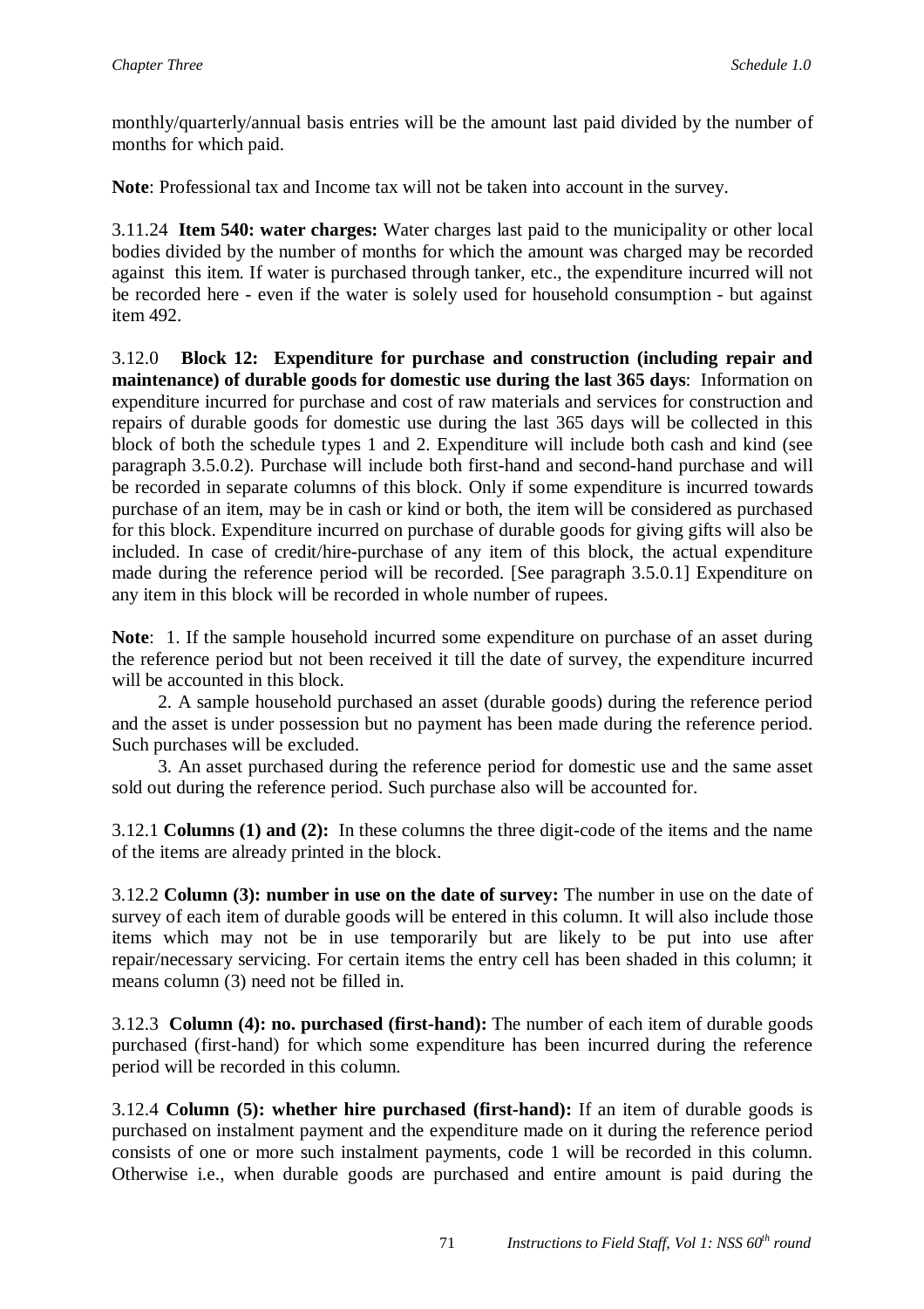monthly/quarterly/annual basis entries will be the amount last paid divided by the number of months for which paid.

**Note**: Professional tax and Income tax will not be taken into account in the survey.

3.11.24 **Item 540: water charges:** Water charges last paid to the municipality or other local bodies divided by the number of months for which the amount was charged may be recorded against this item. If water is purchased through tanker, etc., the expenditure incurred will not be recorded here - even if the water is solely used for household consumption - but against item 492.

3.12.0 **Block 12: Expenditure for purchase and construction (including repair and maintenance) of durable goods for domestic use during the last 365 days**: Information on expenditure incurred for purchase and cost of raw materials and services for construction and repairs of durable goods for domestic use during the last 365 days will be collected in this block of both the schedule types 1 and 2. Expenditure will include both cash and kind (see paragraph 3.5.0.2). Purchase will include both first-hand and second-hand purchase and will be recorded in separate columns of this block. Only if some expenditure is incurred towards purchase of an item, may be in cash or kind or both, the item will be considered as purchased for this block. Expenditure incurred on purchase of durable goods for giving gifts will also be included. In case of credit/hire-purchase of any item of this block, the actual expenditure made during the reference period will be recorded. [See paragraph 3.5.0.1] Expenditure on any item in this block will be recorded in whole number of rupees.

**Note**: 1. If the sample household incurred some expenditure on purchase of an asset during the reference period but not been received it till the date of survey, the expenditure incurred will be accounted in this block.

2. A sample household purchased an asset (durable goods) during the reference period and the asset is under possession but no payment has been made during the reference period. Such purchases will be excluded.

3. An asset purchased during the reference period for domestic use and the same asset sold out during the reference period. Such purchase also will be accounted for.

3.12.1 **Columns (1) and (2):** In these columns the three digit-code of the items and the name of the items are already printed in the block.

3.12.2 **Column (3): number in use on the date of survey:** The number in use on the date of survey of each item of durable goods will be entered in this column. It will also include those items which may not be in use temporarily but are likely to be put into use after repair/necessary servicing. For certain items the entry cell has been shaded in this column; it means column (3) need not be filled in.

3.12.3 **Column (4): no. purchased (first-hand):** The number of each item of durable goods purchased (first-hand) for which some expenditure has been incurred during the reference period will be recorded in this column.

3.12.4 **Column (5): whether hire purchased (first-hand):** If an item of durable goods is purchased on instalment payment and the expenditure made on it during the reference period consists of one or more such instalment payments, code 1 will be recorded in this column. Otherwise i.e., when durable goods are purchased and entire amount is paid during the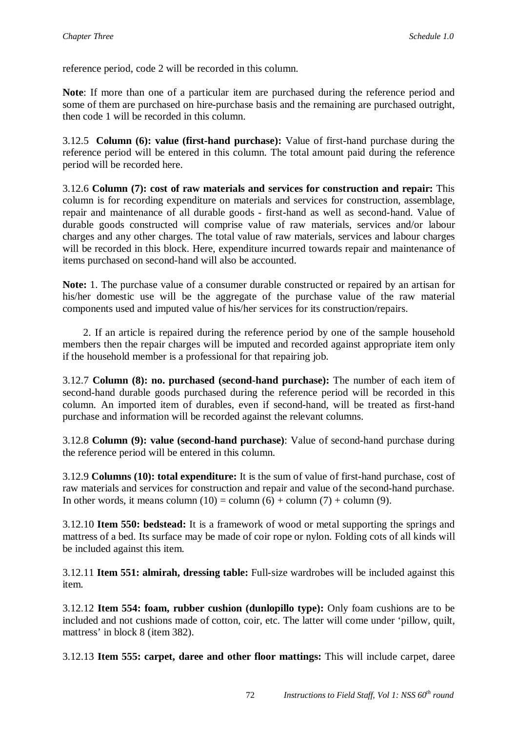reference period, code 2 will be recorded in this column.

**Note**: If more than one of a particular item are purchased during the reference period and some of them are purchased on hire-purchase basis and the remaining are purchased outright, then code 1 will be recorded in this column.

3.12.5 **Column (6): value (first-hand purchase):** Value of first-hand purchase during the reference period will be entered in this column. The total amount paid during the reference period will be recorded here.

3.12.6 **Column (7): cost of raw materials and services for construction and repair:** This column is for recording expenditure on materials and services for construction, assemblage, repair and maintenance of all durable goods - first-hand as well as second-hand. Value of durable goods constructed will comprise value of raw materials, services and/or labour charges and any other charges. The total value of raw materials, services and labour charges will be recorded in this block. Here, expenditure incurred towards repair and maintenance of items purchased on second-hand will also be accounted.

**Note:** 1. The purchase value of a consumer durable constructed or repaired by an artisan for his/her domestic use will be the aggregate of the purchase value of the raw material components used and imputed value of his/her services for its construction/repairs.

2. If an article is repaired during the reference period by one of the sample household members then the repair charges will be imputed and recorded against appropriate item only if the household member is a professional for that repairing job.

3.12.7 **Column (8): no. purchased (second-hand purchase):** The number of each item of second-hand durable goods purchased during the reference period will be recorded in this column. An imported item of durables, even if second-hand, will be treated as first-hand purchase and information will be recorded against the relevant columns.

3.12.8 **Column (9): value (second-hand purchase)**: Value of second-hand purchase during the reference period will be entered in this column.

3.12.9 **Columns (10): total expenditure:** It is the sum of value of first-hand purchase, cost of raw materials and services for construction and repair and value of the second-hand purchase. In other words, it means column (10) = column (6) + column (7) + column (9).

3.12.10 **Item 550: bedstead:** It is a framework of wood or metal supporting the springs and mattress of a bed. Its surface may be made of coir rope or nylon. Folding cots of all kinds will be included against this item.

3.12.11 **Item 551: almirah, dressing table:** Full-size wardrobes will be included against this item.

3.12.12 **Item 554: foam, rubber cushion (dunlopillo type):** Only foam cushions are to be included and not cushions made of cotton, coir, etc. The latter will come under 'pillow, quilt, mattress' in block 8 (item 382).

3.12.13 **Item 555: carpet, daree and other floor mattings:** This will include carpet, daree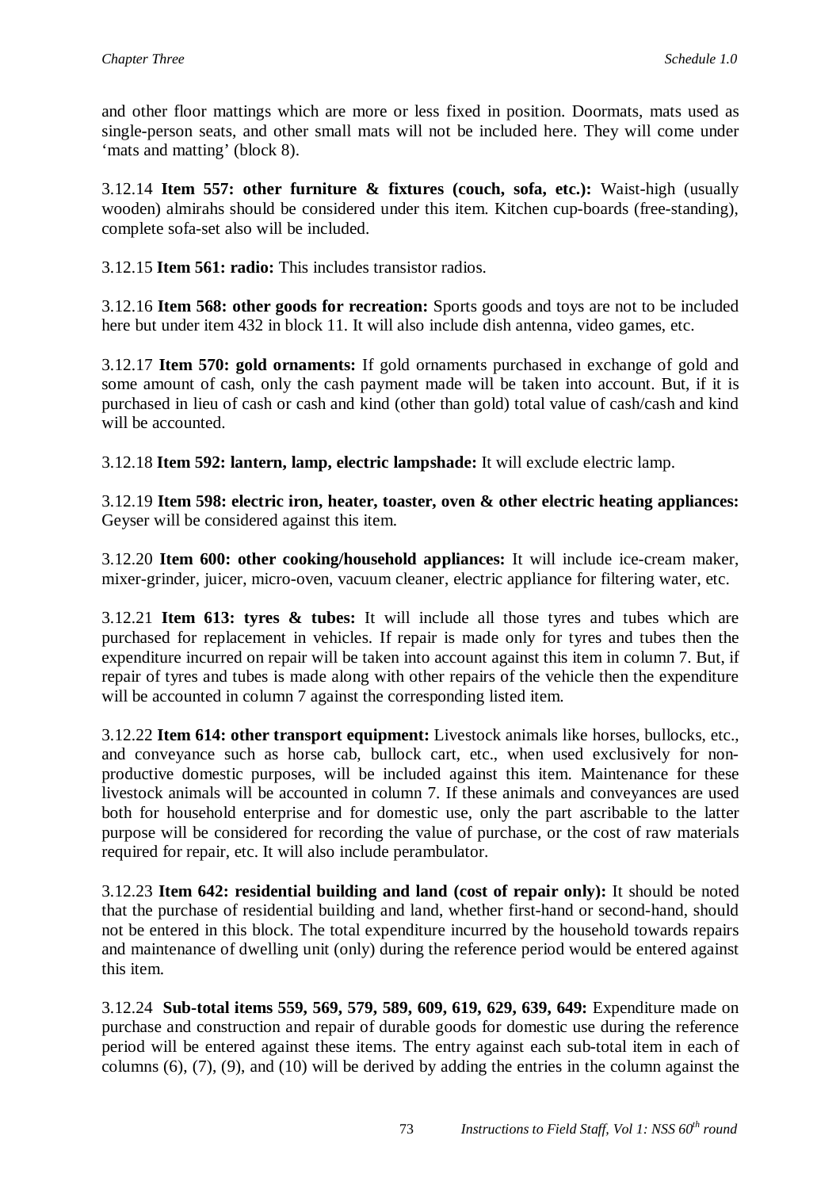and other floor mattings which are more or less fixed in position. Doormats, mats used as single-person seats, and other small mats will not be included here. They will come under 'mats and matting' (block 8).

3.12.14 **Item 557: other furniture & fixtures (couch, sofa, etc.):** Waist-high (usually wooden) almirahs should be considered under this item. Kitchen cup-boards (free-standing), complete sofa-set also will be included.

3.12.15 **Item 561: radio:** This includes transistor radios.

3.12.16 **Item 568: other goods for recreation:** Sports goods and toys are not to be included here but under item 432 in block 11. It will also include dish antenna, video games, etc.

3.12.17 **Item 570: gold ornaments:** If gold ornaments purchased in exchange of gold and some amount of cash, only the cash payment made will be taken into account. But, if it is purchased in lieu of cash or cash and kind (other than gold) total value of cash/cash and kind will be accounted.

3.12.18 **Item 592: lantern, lamp, electric lampshade:** It will exclude electric lamp.

3.12.19 **Item 598: electric iron, heater, toaster, oven & other electric heating appliances:** Geyser will be considered against this item.

3.12.20 **Item 600: other cooking/household appliances:** It will include ice-cream maker, mixer-grinder, juicer, micro-oven, vacuum cleaner, electric appliance for filtering water, etc.

3.12.21 **Item 613: tyres & tubes:** It will include all those tyres and tubes which are purchased for replacement in vehicles. If repair is made only for tyres and tubes then the expenditure incurred on repair will be taken into account against this item in column 7. But, if repair of tyres and tubes is made along with other repairs of the vehicle then the expenditure will be accounted in column 7 against the corresponding listed item.

3.12.22 **Item 614: other transport equipment:** Livestock animals like horses, bullocks, etc., and conveyance such as horse cab, bullock cart, etc., when used exclusively for non-productive domestic purposes, will be included against this item. Maintenance for these livestock animals will be accounted in column 7. If these animals and conveyances are used both for household enterprise and for domestic use, only the part ascribable to the latter purpose will be considered for recording the value of purchase, or the cost of raw materials required for repair, etc. It will also include perambulator.

3.12.23 **Item 642: residential building and land (cost of repair only):** It should be noted that the purchase of residential building and land, whether first-hand or second-hand, should not be entered in this block. The total expenditure incurred by the household towards repairs and maintenance of dwelling unit (only) during the reference period would be entered against this item.

3.12.24 **Sub-total items 559, 569, 579, 589, 609, 619, 629, 639, 649:** Expenditure made on purchase and construction and repair of durable goods for domestic use during the reference period will be entered against these items. The entry against each sub-total item in each of columns (6), (7), (9), and (10) will be derived by adding the entries in the column against the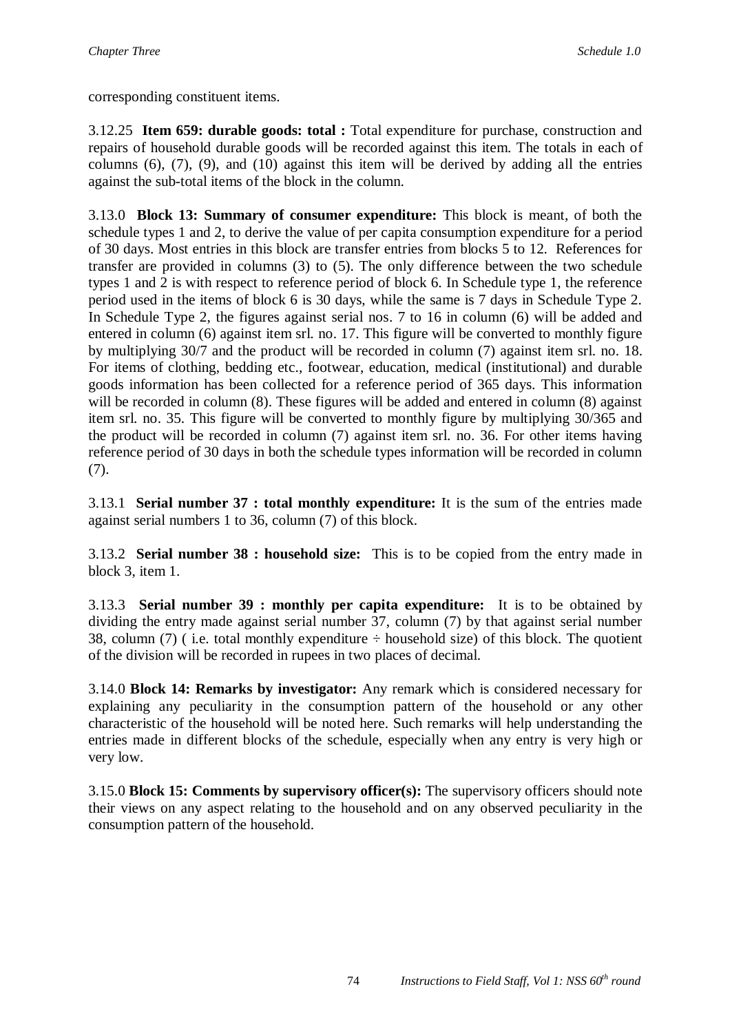corresponding constituent items.

3.12.25 **Item 659: durable goods: total :** Total expenditure for purchase, construction and repairs of household durable goods will be recorded against this item. The totals in each of columns (6), (7), (9), and (10) against this item will be derived by adding all the entries against the sub-total items of the block in the column.

3.13.0 **Block 13: Summary of consumer expenditure:** This block is meant, of both the schedule types 1 and 2, to derive the value of per capita consumption expenditure for a period of 30 days. Most entries in this block are transfer entries from blocks 5 to 12. References for transfer are provided in columns (3) to (5). The only difference between the two schedule types 1 and 2 is with respect to reference period of block 6. In Schedule type 1, the reference period used in the items of block 6 is 30 days, while the same is 7 days in Schedule Type 2. In Schedule Type 2, the figures against serial nos. 7 to 16 in column (6) will be added and entered in column (6) against item srl. no. 17. This figure will be converted to monthly figure by multiplying 30/7 and the product will be recorded in column (7) against item srl. no. 18. For items of clothing, bedding etc., footwear, education, medical (institutional) and durable goods information has been collected for a reference period of 365 days. This information will be recorded in column (8). These figures will be added and entered in column (8) against item srl. no. 35. This figure will be converted to monthly figure by multiplying 30/365 and the product will be recorded in column (7) against item srl. no. 36. For other items having reference period of 30 days in both the schedule types information will be recorded in column (7).

3.13.1 **Serial number 37 : total monthly expenditure:** It is the sum of the entries made against serial numbers 1 to 36, column (7) of this block.

3.13.2 **Serial number 38 : household size:** This is to be copied from the entry made in block 3, item 1.

3.13.3 **Serial number 39 : monthly per capita expenditure:** It is to be obtained by dividing the entry made against serial number 37, column (7) by that against serial number 38, column (7) ( i.e. total monthly expenditure ÷ household size) of this block. The quotient of the division will be recorded in rupees in two places of decimal.

3.14.0 **Block 14: Remarks by investigator:** Any remark which is considered necessary for explaining any peculiarity in the consumption pattern of the household or any other characteristic of the household will be noted here. Such remarks will help understanding the entries made in different blocks of the schedule, especially when any entry is very high or very low.

3.15.0 **Block 15: Comments by supervisory officer(s):** The supervisory officers should note their views on any aspect relating to the household and on any observed peculiarity in the consumption pattern of the household.